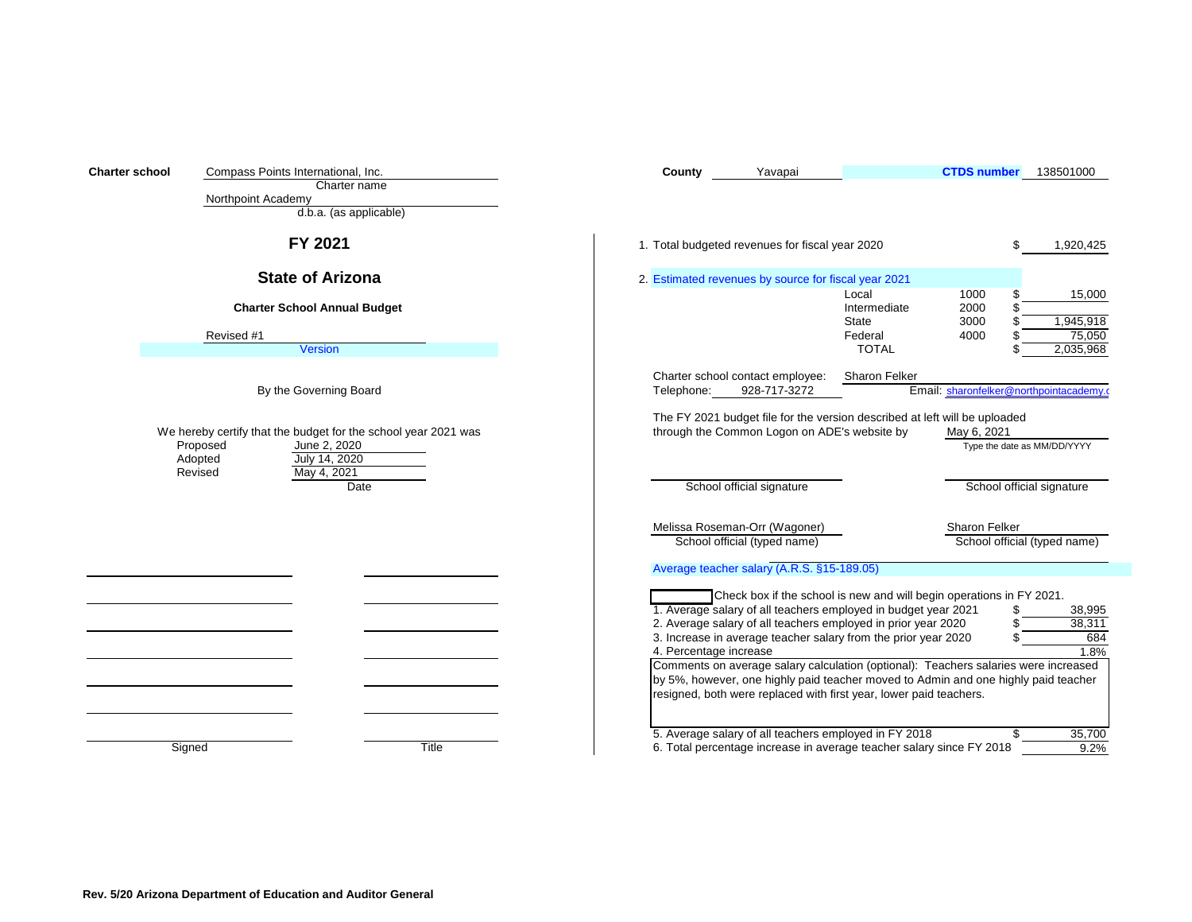**Charter school** Compass Points International, Inc.
Charter name

Northpoint Academy
d.b.a. (as applicable)

**County** Yavapai **CTDS number** 138501000

## FY 2021

## State of Arizona

### Charter School Annual Budget

Revised #1
Version

By the Governing Board

We hereby certify that the budget for the school year 2021 was

| | Date |
|---|---|
| Proposed | June 2, 2020 |
| Adopted | July 14, 2020 |
| Revised | May 4, 2021 |

| Signed | Title |
|---|---|
| | |
| | |
| | |
| | |
| | |
| | |
| | |

1. Total budgeted revenues for fiscal year 2020 $ 1,920,425

2. Estimated revenues by source for fiscal year 2021

| Source | Code | | Amount |
|---|---|---|---|
| Local | 1000 | $ | 15,000 |
| Intermediate | 2000 | $ | |
| State | 3000 | $ | 1,945,918 |
| Federal | 4000 | $ | 75,050 |
| TOTAL | | $ | 2,035,968 |

Charter school contact employee: Sharon Felker
Telephone: 928-717-3272 Email: sharonfelker@northpointacademy.c

The FY 2021 budget file for the version described at left will be uploaded through the Common Logon on ADE's website by May 6, 2021
Type the date as MM/DD/YYYY

School official signature School official signature

Melissa Roseman-Orr (Wagoner) — School official (typed name)
Sharon Felker — School official (typed name)

Average teacher salary (A.R.S. §15-189.05)

☐ Check box if the school is new and will begin operations in FY 2021.

| | | |
|---|---|---|
| 1. Average salary of all teachers employed in budget year 2021 | $ | 38,995 |
| 2. Average salary of all teachers employed in prior year 2020 | $ | 38,311 |
| 3. Increase in average teacher salary from the prior year 2020 | $ | 684 |
| 4. Percentage increase | | 1.8% |

Comments on average salary calculation (optional): Teachers salaries were increased by 5%, however, one highly paid teacher moved to Admin and one highly paid teacher resigned, both were replaced with first year, lower paid teachers.

| | | |
|---|---|---|
| 5. Average salary of all teachers employed in FY 2018 | $ | 35,700 |
| 6. Total percentage increase in average teacher salary since FY 2018 | | 9.2% |

**Rev. 5/20 Arizona Department of Education and Auditor General**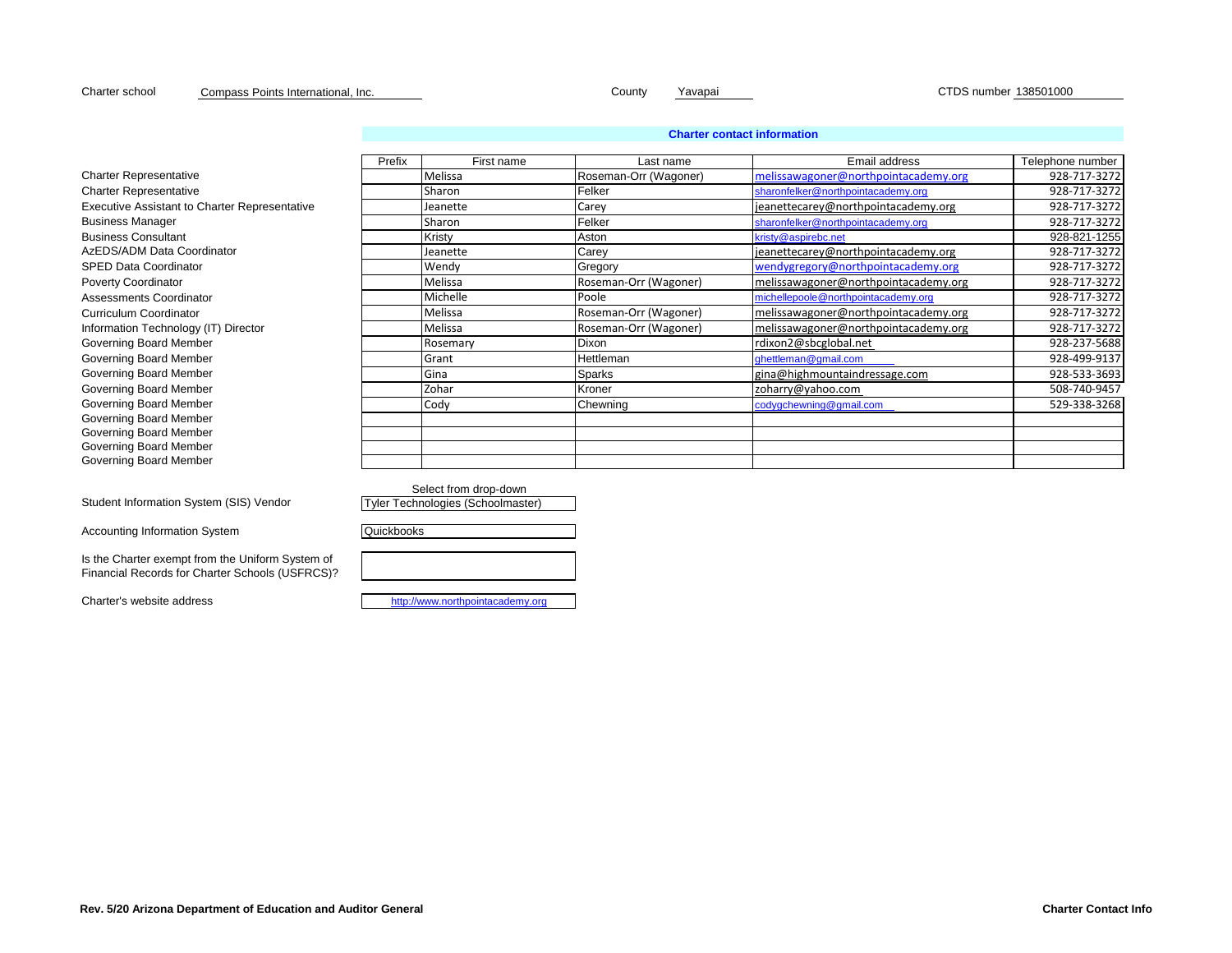Charter school Compass Points International, Inc. County Yavapai CTDS number 138501000

## Charter contact information

| | Prefix | First name | Last name | Email address | Telephone number |
|---|---|---|---|---|---|
| Charter Representative | | Melissa | Roseman-Orr (Wagoner) | melissawagoner@northpointacademy.org | 928-717-3272 |
| Charter Representative | | Sharon | Felker | sharonfelker@northpointacademy.org | 928-717-3272 |
| Executive Assistant to Charter Representative | | Jeanette | Carey | jeanettecarey@northpointacademy.org | 928-717-3272 |
| Business Manager | | Sharon | Felker | sharonfelker@northpointacademy.org | 928-717-3272 |
| Business Consultant | | Kristy | Aston | kristy@aspirebc.net | 928-821-1255 |
| AzEDS/ADM Data Coordinator | | Jeanette | Carey | jeanettecarey@northpointacademy.org | 928-717-3272 |
| SPED Data Coordinator | | Wendy | Gregory | wendygregory@northpointacademy.org | 928-717-3272 |
| Poverty Coordinator | | Melissa | Roseman-Orr (Wagoner) | melissawagoner@northpointacademy.org | 928-717-3272 |
| Assessments Coordinator | | Michelle | Poole | michellepoole@northpointacademy.org | 928-717-3272 |
| Curriculum Coordinator | | Melissa | Roseman-Orr (Wagoner) | melissawagoner@northpointacademy.org | 928-717-3272 |
| Information Technology (IT) Director | | Melissa | Roseman-Orr (Wagoner) | melissawagoner@northpointacademy.org | 928-717-3272 |
| Governing Board Member | | Rosemary | Dixon | rdixon2@sbcglobal.net | 928-237-5688 |
| Governing Board Member | | Grant | Hettleman | ghettleman@gmail.com | 928-499-9137 |
| Governing Board Member | | Gina | Sparks | gina@highmountaindressage.com | 928-533-3693 |
| Governing Board Member | | Zohar | Kroner | zoharry@yahoo.com | 508-740-9457 |
| Governing Board Member | | Cody | Chewning | codygchewning@gmail.com | 529-338-3268 |
| Governing Board Member | | | | | |
| Governing Board Member | | | | | |
| Governing Board Member | | | | | |
| Governing Board Member | | | | | |

Student Information System (SIS) Vendor (Select from drop-down): Tyler Technologies (Schoolmaster)

Accounting Information System: Quickbooks

Is the Charter exempt from the Uniform System of Financial Records for Charter Schools (USFRCS)?

Charter's website address: http://www.northpointacademy.org

Rev. 5/20 Arizona Department of Education and Auditor General — Charter Contact Info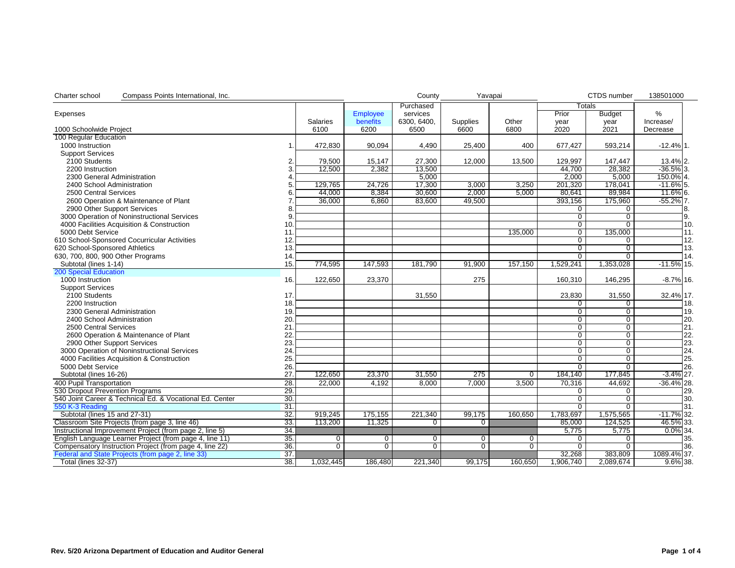Charter school: Compass Points International, Inc. | County: Yavapai | CTDS number: 138501000

| Expenses | | Salaries | Employee benefits | Purchased services 6300, 6400, 6500 | Supplies | Other | Totals | | % Increase/ Decrease | |
|---|---|---|---|---|---|---|---|---|---|---|
| 1000 Schoolwide Project | | 6100 | 6200 | | 6600 | 6800 | Prior year 2020 | Budget year 2021 | | |
| **100 Regular Education** | | | | | | | | | | |
| 1000 Instruction | 1. | 472,830 | 90,094 | 4,490 | 25,400 | 400 | 677,427 | 593,214 | -12.4% | 1. |
| Support Services | | | | | | | | | | |
| 2100 Students | 2. | 79,500 | 15,147 | 27,300 | 12,000 | 13,500 | 129,997 | 147,447 | 13.4% | 2. |
| 2200 Instruction | 3. | 12,500 | 2,382 | 13,500 | | | 44,700 | 28,382 | -36.5% | 3. |
| 2300 General Administration | 4. | | | 5,000 | | | 2,000 | 5,000 | 150.0% | 4. |
| 2400 School Administration | 5. | 129,765 | 24,726 | 17,300 | 3,000 | 3,250 | 201,320 | 178,041 | -11.6% | 5. |
| 2500 Central Services | 6. | 44,000 | 8,384 | 30,600 | 2,000 | 5,000 | 80,641 | 89,984 | 11.6% | 6. |
| 2600 Operation & Maintenance of Plant | 7. | 36,000 | 6,860 | 83,600 | 49,500 | | 393,156 | 175,960 | -55.2% | 7. |
| 2900 Other Support Services | 8. | | | | | | 0 | 0 | | 8. |
| 3000 Operation of Noninstructional Services | 9. | | | | | | 0 | 0 | | 9. |
| 4000 Facilities Acquisition & Construction | 10. | | | | | | 0 | 0 | | 10. |
| 5000 Debt Service | 11. | | | | | 135,000 | 0 | 135,000 | | 11. |
| 610 School-Sponsored Cocurricular Activities | 12. | | | | | | 0 | 0 | | 12. |
| 620 School-Sponsored Athletics | 13. | | | | | | 0 | 0 | | 13. |
| 630, 700, 800, 900 Other Programs | 14. | | | | | | 0 | 0 | | 14. |
| Subtotal (lines 1-14) | 15. | 774,595 | 147,593 | 181,790 | 91,900 | 157,150 | 1,529,241 | 1,353,028 | -11.5% | 15. |
| **200 Special Education** | | | | | | | | | | |
| 1000 Instruction | 16. | 122,650 | 23,370 | | 275 | | 160,310 | 146,295 | -8.7% | 16. |
| Support Services | | | | | | | | | | |
| 2100 Students | 17. | | | 31,550 | | | 23,830 | 31,550 | 32.4% | 17. |
| 2200 Instruction | 18. | | | | | | 0 | 0 | | 18. |
| 2300 General Administration | 19. | | | | | | 0 | 0 | | 19. |
| 2400 School Administration | 20. | | | | | | 0 | 0 | | 20. |
| 2500 Central Services | 21. | | | | | | 0 | 0 | | 21. |
| 2600 Operation & Maintenance of Plant | 22. | | | | | | 0 | 0 | | 22. |
| 2900 Other Support Services | 23. | | | | | | 0 | 0 | | 23. |
| 3000 Operation of Noninstructional Services | 24. | | | | | | 0 | 0 | | 24. |
| 4000 Facilities Acquisition & Construction | 25. | | | | | | 0 | 0 | | 25. |
| 5000 Debt Service | 26. | | | | | | 0 | 0 | | 26. |
| Subtotal (lines 16-26) | 27. | 122,650 | 23,370 | 31,550 | 275 | 0 | 184,140 | 177,845 | -3.4% | 27. |
| 400 Pupil Transportation | 28. | 22,000 | 4,192 | 8,000 | 7,000 | 3,500 | 70,316 | 44,692 | -36.4% | 28. |
| 530 Dropout Prevention Programs | 29. | | | | | | 0 | 0 | | 29. |
| 540 Joint Career & Technical Ed. & Vocational Ed. Center | 30. | | | | | | 0 | 0 | | 30. |
| 550 K-3 Reading | 31. | | | | | | 0 | 0 | | 31. |
| Subtotal (lines 15 and 27-31) | 32. | 919,245 | 175,155 | 221,340 | 99,175 | 160,650 | 1,783,697 | 1,575,565 | -11.7% | 32. |
| Classroom Site Projects (from page 3, line 46) | 33. | 113,200 | 11,325 | 0 | 0 | | 85,000 | 124,525 | 46.5% | 33. |
| Instructional Improvement Project (from page 2, line 5) | 34. | | | | | | 5,775 | 5,775 | 0.0% | 34. |
| English Language Learner Project (from page 4, line 11) | 35. | 0 | 0 | 0 | 0 | 0 | 0 | 0 | | 35. |
| Compensatory Instruction Project (from page 4, line 22) | 36. | 0 | 0 | 0 | 0 | 0 | 0 | 0 | | 36. |
| Federal and State Projects (from page 2, line 33) | 37. | | | | | | 32,268 | 383,809 | 1089.4% | 37. |
| Total (lines 32-37) | 38. | 1,032,445 | 186,480 | 221,340 | 99,175 | 160,650 | 1,906,740 | 2,089,674 | 9.6% | 38. |

Rev. 5/20 Arizona Department of Education and Auditor General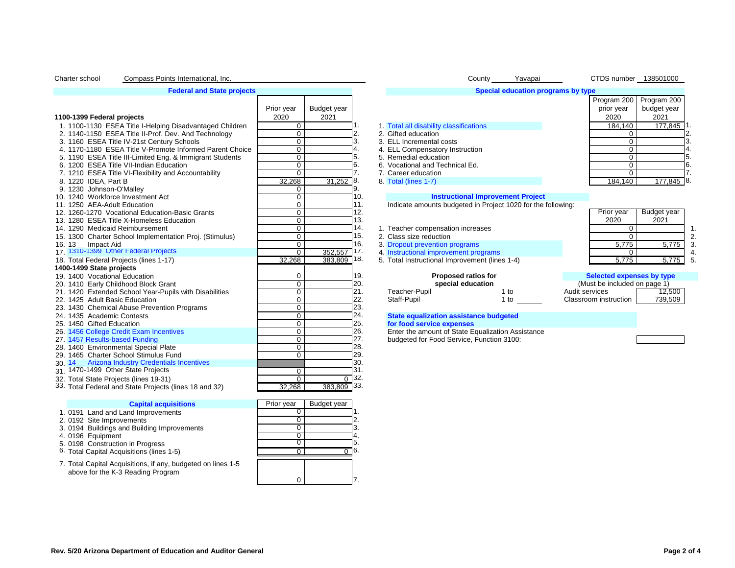Charter school: Compass Points International, Inc. | County: Yavapai | CTDS number: 138501000

## Federal and State projects

| 1100-1399 Federal projects | Prior year 2020 | Budget year 2021 | |
|---|---|---|---|
| 1. 1100-1130 ESEA Title I-Helping Disadvantaged Children | 0 | | 1. |
| 2. 1140-1150 ESEA Title II-Prof. Dev. And Technology | 0 | | 2. |
| 3. 1160 ESEA Title IV-21st Century Schools | 0 | | 3. |
| 4. 1170-1180 ESEA Title V-Promote Informed Parent Choice | 0 | | 4. |
| 5. 1190 ESEA Title III-Limited Eng. & Immigrant Students | 0 | | 5. |
| 6. 1200 ESEA Title VII-Indian Education | 0 | | 6. |
| 7. 1210 ESEA Title VI-Flexibility and Accountability | 0 | | 7. |
| 8. 1220 IDEA, Part B | 32,268 | 31,252 | 8. |
| 9. 1230 Johnson-O'Malley | 0 | | 9. |
| 10. 1240 Workforce Investment Act | 0 | | 10. |
| 11. 1250 AEA-Adult Education | 0 | | 11. |
| 12. 1260-1270 Vocational Education-Basic Grants | 0 | | 12. |
| 13. 1280 ESEA Title X-Homeless Education | 0 | | 13. |
| 14. 1290 Medicaid Reimbursement | 0 | | 14. |
| 15. 1300 Charter School Implementation Proj. (Stimulus) | 0 | | 15. |
| 16. 13__ Impact Aid | 0 | | 16. |
| 17. 1310-1399 Other Federal Projects | 0 | 352,557 | 17. |
| 18. Total Federal Projects (lines 1-17) | 32,268 | 383,809 | 18. |
| **1400-1499 State projects** | | | |
| 19. 1400 Vocational Education | 0 | | 19. |
| 20. 1410 Early Childhood Block Grant | 0 | | 20. |
| 21. 1420 Extended School Year-Pupils with Disabilities | 0 | | 21. |
| 22. 1425 Adult Basic Education | 0 | | 22. |
| 23. 1430 Chemical Abuse Prevention Programs | 0 | | 23. |
| 24. 1435 Academic Contests | 0 | | 24. |
| 25. 1450 Gifted Education | 0 | | 25. |
| 26. 1456 College Credit Exam Incentives | 0 | | 26. |
| 27. 1457 Results-based Funding | 0 | | 27. |
| 28. 1460 Environmental Special Plate | 0 | | 28. |
| 29. 1465 Charter School Stimulus Fund | 0 | | 29. |
| 30. 14__ Arizona Industry Credentials Incentives | | | 30. |
| 31. 1470-1499 Other State Projects | 0 | | 31. |
| 32. Total State Projects (lines 19-31) | 0 | 0 | 32. |
| 33. Total Federal and State Projects (lines 18 and 32) | 32,268 | 383,809 | 33. |

## Capital acquisitions

| | Prior year | Budget year | |
|---|---|---|---|
| 1. 0191 Land and Land Improvements | 0 | | 1. |
| 2. 0192 Site Improvements | 0 | | 2. |
| 3. 0194 Buildings and Building Improvements | 0 | | 3. |
| 4. 0196 Equipment | 0 | | 4. |
| 5. 0198 Construction in Progress | 0 | | 5. |
| 6. Total Capital Acquisitions (lines 1-5) | 0 | 0 | 6. |
| 7. Total Capital Acquisitions, if any, budgeted on lines 1-5 above for the K-3 Reading Program | 0 | | 7. |

## Special education programs by type

| | Program 200 prior year 2020 | Program 200 budget year 2021 | |
|---|---|---|---|
| 1. Total all disability classifications | 184,140 | 177,845 | 1. |
| 2. Gifted education | 0 | | 2. |
| 3. ELL Incremental costs | 0 | | 3. |
| 4. ELL Compensatory Instruction | 0 | | 4. |
| 5. Remedial education | 0 | | 5. |
| 6. Vocational and Technical Ed. | 0 | | 6. |
| 7. Career education | 0 | | 7. |
| 8. Total (lines 1-7) | 184,140 | 177,845 | 8. |

## Instructional Improvement Project

Indicate amounts budgeted in Project 1020 for the following:

| | Prior year 2020 | Budget year 2021 | |
|---|---|---|---|
| 1. Teacher compensation increases | 0 | | 1. |
| 2. Class size reduction | 0 | | 2. |
| 3. Dropout prevention programs | 5,775 | 5,775 | 3. |
| 4. Instructional improvement programs | 0 | | 4. |
| 5. Total Instructional Improvement (lines 1-4) | 5,775 | 5,775 | 5. |

**Proposed ratios for special education**

| | |
|---|---|
| Teacher-Pupil | 1 to ____ |
| Staff-Pupil | 1 to ____ |

**Selected expenses by type**
(Must be included on page 1)

| | |
|---|---|
| Audit services | 12,500 |
| Classroom instruction | 739,509 |

**State equalization assistance budgeted for food service expenses**

Enter the amount of State Equalization Assistance budgeted for Food Service, Function 3100: ____

Rev. 5/20 Arizona Department of Education and Auditor General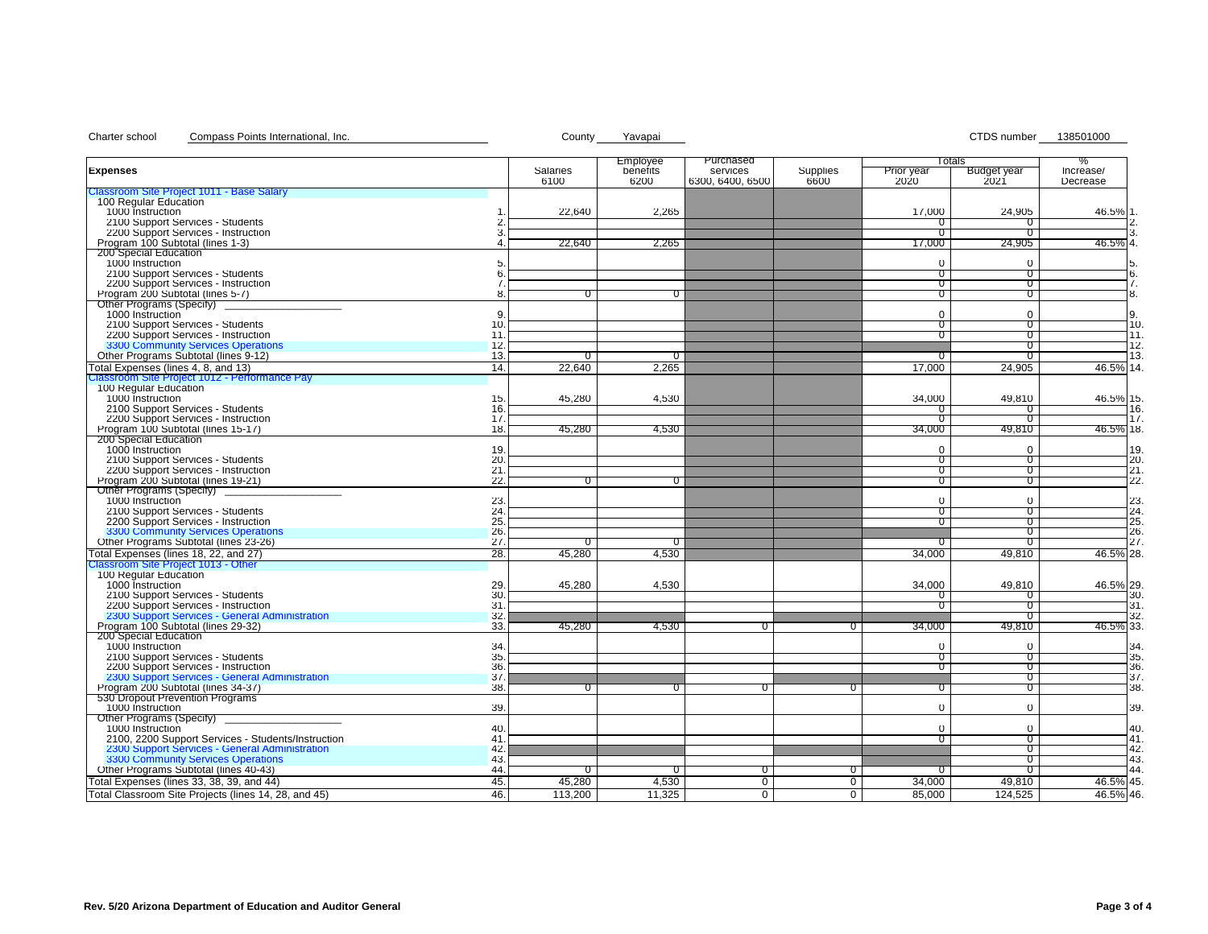Charter school Compass Points International, Inc. County Yavapai CTDS number 138501000

| Expenses | | Salaries 6100 | Employee benefits 6200 | Purchased services 6300, 6400, 6500 | Supplies 6600 | Totals Prior year 2020 | Budget year 2021 | % Increase/ Decrease | |
|---|---|---|---|---|---|---|---|---|---|
| **Classroom Site Project 1011 - Base Salary** | | | | | | | | | |
| 100 Regular Education | | | | | | | | | |
| 1000 Instruction | 1. | 22,640 | 2,265 | | | 17,000 | 24,905 | 46.5% | 1. |
| 2100 Support Services - Students | 2. | | | | | 0 | 0 | | 2. |
| 2200 Support Services - Instruction | 3. | | | | | 0 | 0 | | 3. |
| Program 100 Subtotal (lines 1-3) | 4. | 22,640 | 2,265 | | | 17,000 | 24,905 | 46.5% | 4. |
| 200 Special Education | | | | | | | | | |
| 1000 Instruction | 5. | | | | | 0 | 0 | | 5. |
| 2100 Support Services - Students | 6. | | | | | 0 | 0 | | 6. |
| 2200 Support Services - Instruction | 7. | | | | | 0 | 0 | | 7. |
| Program 200 Subtotal (lines 5-7) | 8. | 0 | 0 | | | 0 | 0 | | 8. |
| Other Programs (Specify) ______ | | | | | | | | | |
| 1000 Instruction | 9. | | | | | 0 | 0 | | 9. |
| 2100 Support Services - Students | 10. | | | | | 0 | 0 | | 10. |
| 2200 Support Services - Instruction | 11. | | | | | 0 | 0 | | 11. |
| 3300 Community Services Operations | 12. | | | | | | 0 | | 12. |
| Other Programs Subtotal (lines 9-12) | 13. | 0 | 0 | | | 0 | 0 | | 13. |
| Total Expenses (lines 4, 8, and 13) | 14. | 22,640 | 2,265 | | | 17,000 | 24,905 | 46.5% | 14. |
| **Classroom Site Project 1012 - Performance Pay** | | | | | | | | | |
| 100 Regular Education | | | | | | | | | |
| 1000 Instruction | 15. | 45,280 | 4,530 | | | 34,000 | 49,810 | 46.5% | 15. |
| 2100 Support Services - Students | 16. | | | | | 0 | 0 | | 16. |
| 2200 Support Services - Instruction | 17. | | | | | 0 | 0 | | 17. |
| Program 100 Subtotal (lines 15-17) | 18. | 45,280 | 4,530 | | | 34,000 | 49,810 | 46.5% | 18. |
| 200 Special Education | | | | | | | | | |
| 1000 Instruction | 19. | | | | | 0 | 0 | | 19. |
| 2100 Support Services - Students | 20. | | | | | 0 | 0 | | 20. |
| 2200 Support Services - Instruction | 21. | | | | | 0 | 0 | | 21. |
| Program 200 Subtotal (lines 19-21) | 22. | 0 | 0 | | | 0 | 0 | | 22. |
| Other Programs (Specify) ______ | | | | | | | | | |
| 1000 Instruction | 23. | | | | | 0 | 0 | | 23. |
| 2100 Support Services - Students | 24. | | | | | 0 | 0 | | 24. |
| 2200 Support Services - Instruction | 25. | | | | | 0 | 0 | | 25. |
| 3300 Community Services Operations | 26. | | | | | | 0 | | 26. |
| Other Programs Subtotal (lines 23-26) | 27. | 0 | 0 | | | 0 | 0 | | 27. |
| Total Expenses (lines 18, 22, and 27) | 28. | 45,280 | 4,530 | | | 34,000 | 49,810 | 46.5% | 28. |
| **Classroom Site Project 1013 - Other** | | | | | | | | | |
| 100 Regular Education | | | | | | | | | |
| 1000 Instruction | 29. | 45,280 | 4,530 | | | 34,000 | 49,810 | 46.5% | 29. |
| 2100 Support Services - Students | 30. | | | | | 0 | 0 | | 30. |
| 2200 Support Services - Instruction | 31. | | | | | 0 | 0 | | 31. |
| 2300 Support Services - General Administration | 32. | | | | | | 0 | | 32. |
| Program 100 Subtotal (lines 29-32) | 33. | 45,280 | 4,530 | 0 | 0 | 34,000 | 49,810 | 46.5% | 33. |
| 200 Special Education | | | | | | | | | |
| 1000 Instruction | 34. | | | | | 0 | 0 | | 34. |
| 2100 Support Services - Students | 35. | | | | | 0 | 0 | | 35. |
| 2200 Support Services - Instruction | 36. | | | | | 0 | 0 | | 36. |
| 2300 Support Services - General Administration | 37. | | | | | | 0 | | 37. |
| Program 200 Subtotal (lines 34-37) | 38. | 0 | 0 | 0 | 0 | 0 | 0 | | 38. |
| 530 Dropout Prevention Programs | | | | | | | | | |
| 1000 Instruction | 39. | | | | | 0 | 0 | | 39. |
| Other Programs (Specify) ______ | | | | | | | | | |
| 1000 Instruction | 40. | | | | | 0 | 0 | | 40. |
| 2100, 2200 Support Services - Students/Instruction | 41. | | | | | 0 | 0 | | 41. |
| 2300 Support Services - General Administration | 42. | | | | | | 0 | | 42. |
| 3300 Community Services Operations | 43. | | | | | | 0 | | 43. |
| Other Programs Subtotal (lines 40-43) | 44. | 0 | 0 | 0 | 0 | 0 | 0 | | 44. |
| Total Expenses (lines 33, 38, 39, and 44) | 45. | 45,280 | 4,530 | 0 | 0 | 34,000 | 49,810 | 46.5% | 45. |
| Total Classroom Site Projects (lines 14, 28, and 45) | 46. | 113,200 | 11,325 | 0 | 0 | 85,000 | 124,525 | 46.5% | 46. |

Rev. 5/20 Arizona Department of Education and Auditor General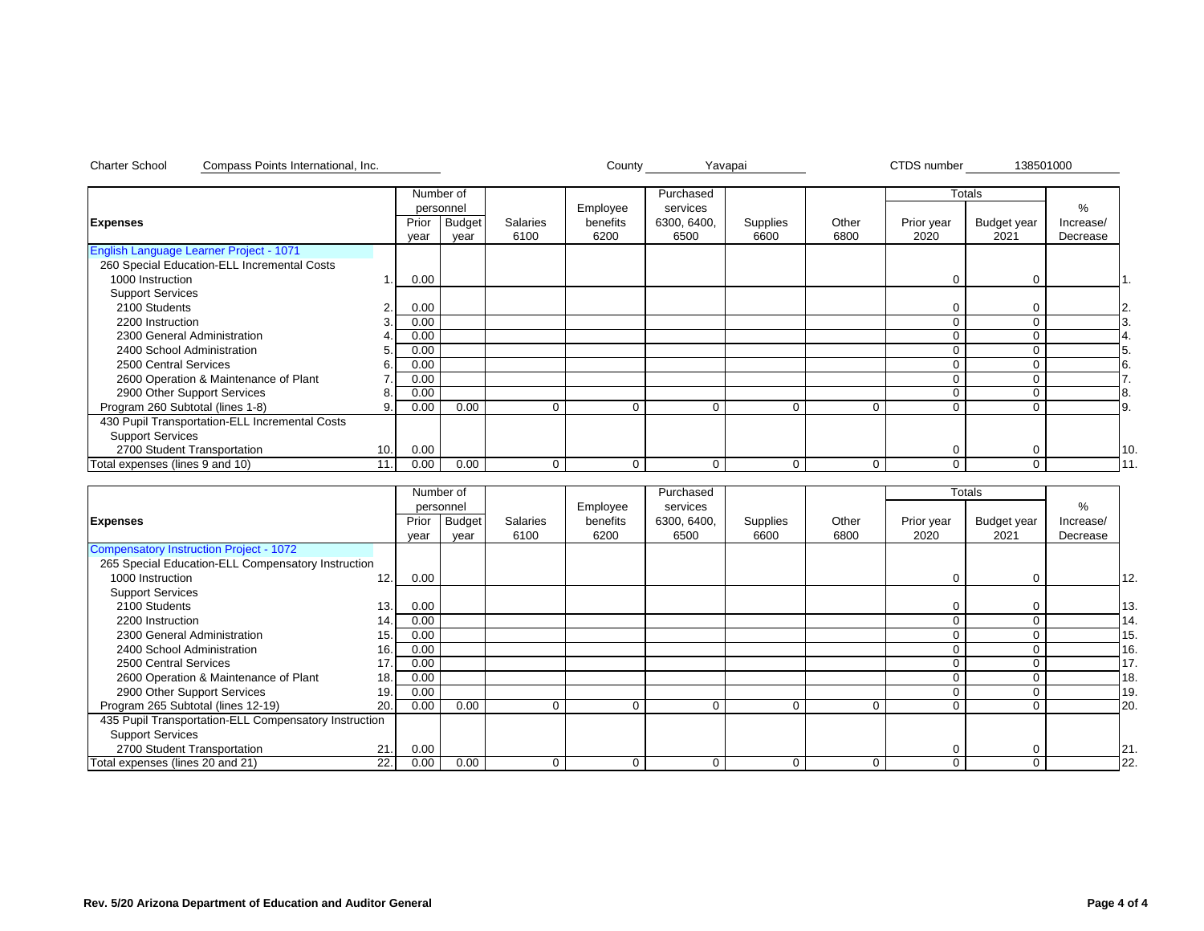Charter School Compass Points International, Inc. County Yavapai CTDS number 138501000

| Expenses | | Number of personnel | | Salaries | Employee benefits | Purchased services | Supplies | Other | Totals | | % | |
|---|---|---|---|---|---|---|---|---|---|---|---|---|
| | | Prior year | Budget year | Salaries 6100 | Employee benefits 6200 | Purchased services 6300, 6400, 6500 | Supplies 6600 | Other 6800 | Prior year 2020 | Budget year 2021 | Increase/ Decrease | |
| English Language Learner Project - 1071 | | | | | | | | | | | | |
| 260 Special Education-ELL Incremental Costs | | | | | | | | | | | | |
| 1000 Instruction | 1. | 0.00 | | | | | | | 0 | 0 | | 1. |
| Support Services | | | | | | | | | | | | |
| 2100 Students | 2. | 0.00 | | | | | | | 0 | 0 | | 2. |
| 2200 Instruction | 3. | 0.00 | | | | | | | 0 | 0 | | 3. |
| 2300 General Administration | 4. | 0.00 | | | | | | | 0 | 0 | | 4. |
| 2400 School Administration | 5. | 0.00 | | | | | | | 0 | 0 | | 5. |
| 2500 Central Services | 6. | 0.00 | | | | | | | 0 | 0 | | 6. |
| 2600 Operation & Maintenance of Plant | 7. | 0.00 | | | | | | | 0 | 0 | | 7. |
| 2900 Other Support Services | 8. | 0.00 | | | | | | | 0 | 0 | | 8. |
| Program 260 Subtotal (lines 1-8) | 9. | 0.00 | 0.00 | 0 | 0 | 0 | 0 | 0 | 0 | 0 | | 9. |
| 430 Pupil Transportation-ELL Incremental Costs | | | | | | | | | | | | |
| Support Services | | | | | | | | | | | | |
| 2700 Student Transportation | 10. | 0.00 | | | | | | | 0 | 0 | | 10. |
| Total expenses (lines 9 and 10) | 11. | 0.00 | 0.00 | 0 | 0 | 0 | 0 | 0 | 0 | 0 | | 11. |

| Expenses | | Number of personnel | | Salaries | Employee benefits | Purchased services | Supplies | Other | Totals | | % | |
|---|---|---|---|---|---|---|---|---|---|---|---|---|
| | | Prior year | Budget year | Salaries 6100 | Employee benefits 6200 | Purchased services 6300, 6400, 6500 | Supplies 6600 | Other 6800 | Prior year 2020 | Budget year 2021 | Increase/ Decrease | |
| Compensatory Instruction Project - 1072 | | | | | | | | | | | | |
| 265 Special Education-ELL Compensatory Instruction | | | | | | | | | | | | |
| 1000 Instruction | 12. | 0.00 | | | | | | | 0 | 0 | | 12. |
| Support Services | | | | | | | | | | | | |
| 2100 Students | 13. | 0.00 | | | | | | | 0 | 0 | | 13. |
| 2200 Instruction | 14. | 0.00 | | | | | | | 0 | 0 | | 14. |
| 2300 General Administration | 15. | 0.00 | | | | | | | 0 | 0 | | 15. |
| 2400 School Administration | 16. | 0.00 | | | | | | | 0 | 0 | | 16. |
| 2500 Central Services | 17. | 0.00 | | | | | | | 0 | 0 | | 17. |
| 2600 Operation & Maintenance of Plant | 18. | 0.00 | | | | | | | 0 | 0 | | 18. |
| 2900 Other Support Services | 19. | 0.00 | | | | | | | 0 | 0 | | 19. |
| Program 265 Subtotal (lines 12-19) | 20. | 0.00 | 0.00 | 0 | 0 | 0 | 0 | 0 | 0 | 0 | | 20. |
| 435 Pupil Transportation-ELL Compensatory Instruction | | | | | | | | | | | | |
| Support Services | | | | | | | | | | | | |
| 2700 Student Transportation | 21. | 0.00 | | | | | | | 0 | 0 | | 21. |
| Total expenses (lines 20 and 21) | 22. | 0.00 | 0.00 | 0 | 0 | 0 | 0 | 0 | 0 | 0 | | 22. |

Rev. 5/20 Arizona Department of Education and Auditor General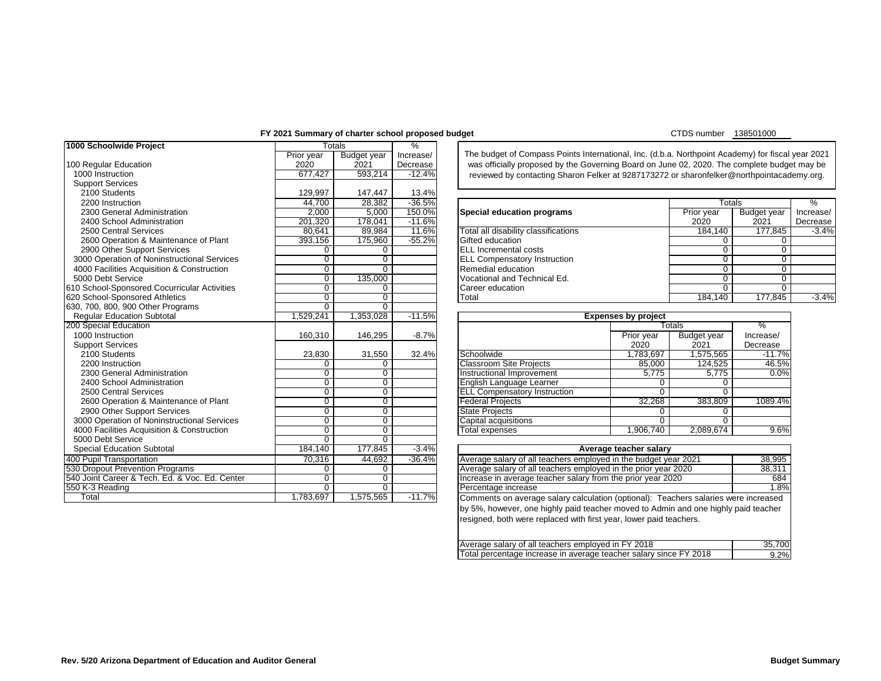**FY 2021 Summary of charter school proposed budget**

CTDS number 138501000

| 1000 Schoolwide Project | Totals | | % |
|---|---|---|---|
| | Prior year 2020 | Budget year 2021 | Increase/ Decrease |
| 100 Regular Education | | | |
| 1000 Instruction | 677,427 | 593,214 | -12.4% |
| Support Services | | | |
| 2100 Students | 129,997 | 147,447 | 13.4% |
| 2200 Instruction | 44,700 | 28,382 | -36.5% |
| 2300 General Administration | 2,000 | 5,000 | 150.0% |
| 2400 School Administration | 201,320 | 178,041 | -11.6% |
| 2500 Central Services | 80,641 | 89,984 | 11.6% |
| 2600 Operation & Maintenance of Plant | 393,156 | 175,960 | -55.2% |
| 2900 Other Support Services | 0 | 0 | |
| 3000 Operation of Noninstructional Services | 0 | 0 | |
| 4000 Facilities Acquisition & Construction | 0 | 0 | |
| 5000 Debt Service | 0 | 135,000 | |
| 610 School-Sponsored Cocurricular Activities | 0 | 0 | |
| 620 School-Sponsored Athletics | 0 | 0 | |
| 630, 700, 800, 900 Other Programs | 0 | 0 | |
| Regular Education Subtotal | 1,529,241 | 1,353,028 | -11.5% |
| 200 Special Education | | | |
| 1000 Instruction | 160,310 | 146,295 | -8.7% |
| Support Services | | | |
| 2100 Students | 23,830 | 31,550 | 32.4% |
| 2200 Instruction | 0 | 0 | |
| 2300 General Administration | 0 | 0 | |
| 2400 School Administration | 0 | 0 | |
| 2500 Central Services | 0 | 0 | |
| 2600 Operation & Maintenance of Plant | 0 | 0 | |
| 2900 Other Support Services | 0 | 0 | |
| 3000 Operation of Noninstructional Services | 0 | 0 | |
| 4000 Facilities Acquisition & Construction | 0 | 0 | |
| 5000 Debt Service | 0 | 0 | |
| Special Education Subtotal | 184,140 | 177,845 | -3.4% |
| 400 Pupil Transportation | 70,316 | 44,692 | -36.4% |
| 530 Dropout Prevention Programs | 0 | 0 | |
| 540 Joint Career & Tech. Ed. & Voc. Ed. Center | 0 | 0 | |
| 550 K-3 Reading | 0 | 0 | |
| Total | 1,783,697 | 1,575,565 | -11.7% |

The budget of Compass Points International, Inc. (d.b.a. Northpoint Academy) for fiscal year 2021 was officially proposed by the Governing Board on June 02, 2020. The complete budget may be reviewed by contacting Sharon Felker at 9287173272 or sharonfelker@northpointacademy.org.

| Special education programs | Totals | | % |
|---|---|---|---|
| | Prior year 2020 | Budget year 2021 | Increase/ Decrease |
| Total all disability classifications | 184,140 | 177,845 | -3.4% |
| Gifted education | 0 | 0 | |
| ELL Incremental costs | 0 | 0 | |
| ELL Compensatory Instruction | 0 | 0 | |
| Remedial education | 0 | 0 | |
| Vocational and Technical Ed. | 0 | 0 | |
| Career education | 0 | 0 | |
| Total | 184,140 | 177,845 | -3.4% |

| Expenses by project | Totals | | % |
|---|---|---|---|
| | Prior year 2020 | Budget year 2021 | Increase/ Decrease |
| Schoolwide | 1,783,697 | 1,575,565 | -11.7% |
| Classroom Site Projects | 85,000 | 124,525 | 46.5% |
| Instructional Improvement | 5,775 | 5,775 | 0.0% |
| English Language Learner | 0 | 0 | |
| ELL Compensatory Instruction | 0 | 0 | |
| Federal Projects | 32,268 | 383,809 | 1089.4% |
| State Projects | 0 | 0 | |
| Capital acquisitions | 0 | 0 | |
| Total expenses | 1,906,740 | 2,089,674 | 9.6% |

| Average teacher salary | |
|---|---|
| Average salary of all teachers employed in the budget year 2021 | 38,995 |
| Average salary of all teachers employed in the prior year 2020 | 38,311 |
| Increase in average teacher salary from the prior year 2020 | 684 |
| Percentage increase | 1.8% |

Comments on average salary calculation (optional): Teachers salaries were increased by 5%, however, one highly paid teacher moved to Admin and one highly paid teacher resigned, both were replaced with first year, lower paid teachers.

| | |
|---|---|
| Average salary of all teachers employed in FY 2018 | 35,700 |
| Total percentage increase in average teacher salary since FY 2018 | 9.2% |

Rev. 5/20 Arizona Department of Education and Auditor General — Budget Summary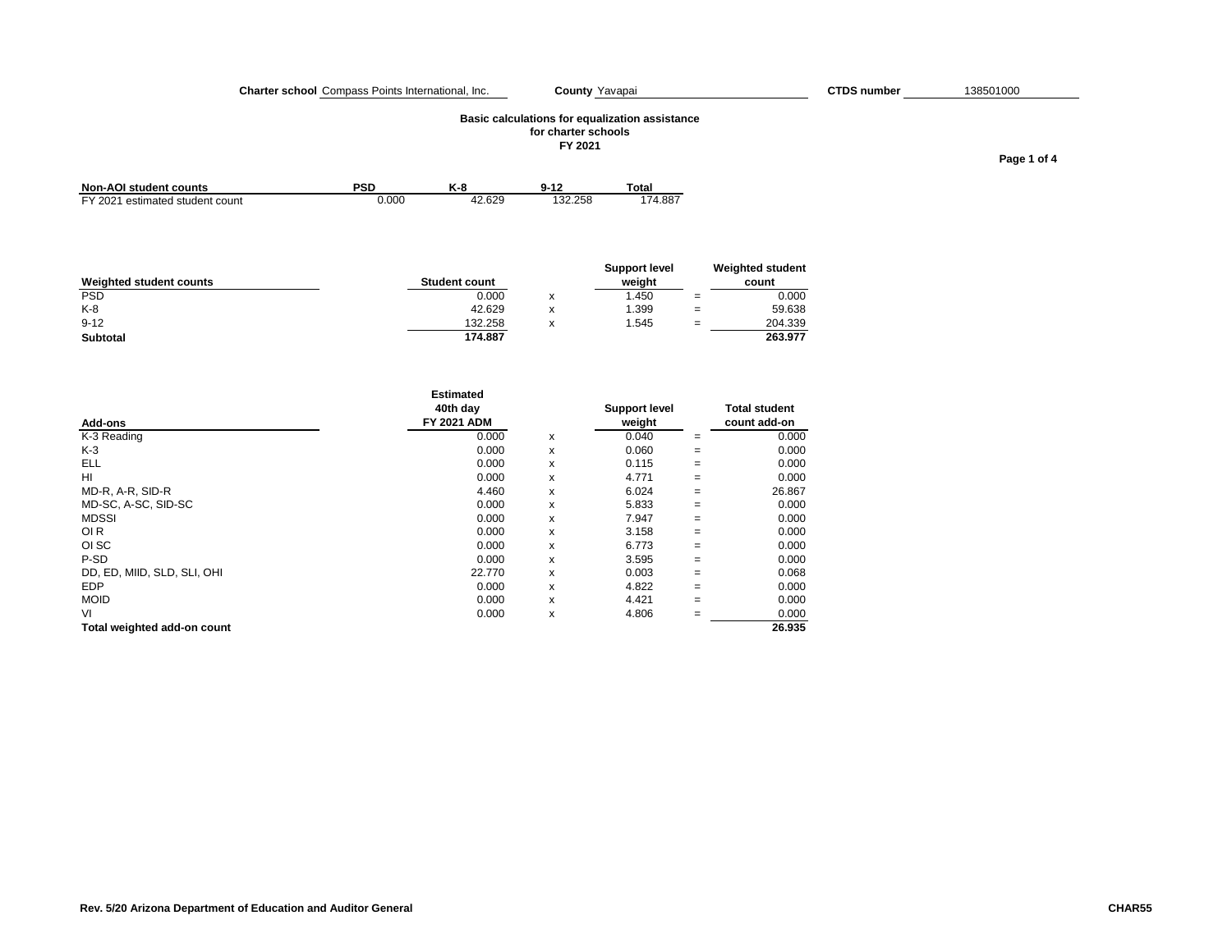**Charter school** Compass Points International, Inc. **County** Yavapai **CTDS number** 138501000

## Basic calculations for equalization assistance for charter schools FY 2021

| Non-AOI student counts | PSD | K-8 | 9-12 | Total |
|---|---|---|---|---|
| FY 2021 estimated student count | 0.000 | 42.629 | 132.258 | 174.887 |

| Weighted student counts | Student count | | Support level weight | | Weighted student count |
|---|---|---|---|---|---|
| PSD | 0.000 | x | 1.450 | = | 0.000 |
| K-8 | 42.629 | x | 1.399 | = | 59.638 |
| 9-12 | 132.258 | x | 1.545 | = | 204.339 |
| **Subtotal** | **174.887** | | | | **263.977** |

| Add-ons | Estimated 40th day FY 2021 ADM | | Support level weight | | Total student count add-on |
|---|---|---|---|---|---|
| K-3 Reading | 0.000 | x | 0.040 | = | 0.000 |
| K-3 | 0.000 | x | 0.060 | = | 0.000 |
| ELL | 0.000 | x | 0.115 | = | 0.000 |
| HI | 0.000 | x | 4.771 | = | 0.000 |
| MD-R, A-R, SID-R | 4.460 | x | 6.024 | = | 26.867 |
| MD-SC, A-SC, SID-SC | 0.000 | x | 5.833 | = | 0.000 |
| MDSSI | 0.000 | x | 7.947 | = | 0.000 |
| OI R | 0.000 | x | 3.158 | = | 0.000 |
| OI SC | 0.000 | x | 6.773 | = | 0.000 |
| P-SD | 0.000 | x | 3.595 | = | 0.000 |
| DD, ED, MIID, SLD, SLI, OHI | 22.770 | x | 0.003 | = | 0.068 |
| EDP | 0.000 | x | 4.822 | = | 0.000 |
| MOID | 0.000 | x | 4.421 | = | 0.000 |
| VI | 0.000 | x | 4.806 | = | 0.000 |
| **Total weighted add-on count** | | | | | **26.935** |

**Rev. 5/20 Arizona Department of Education and Auditor General** **CHAR55**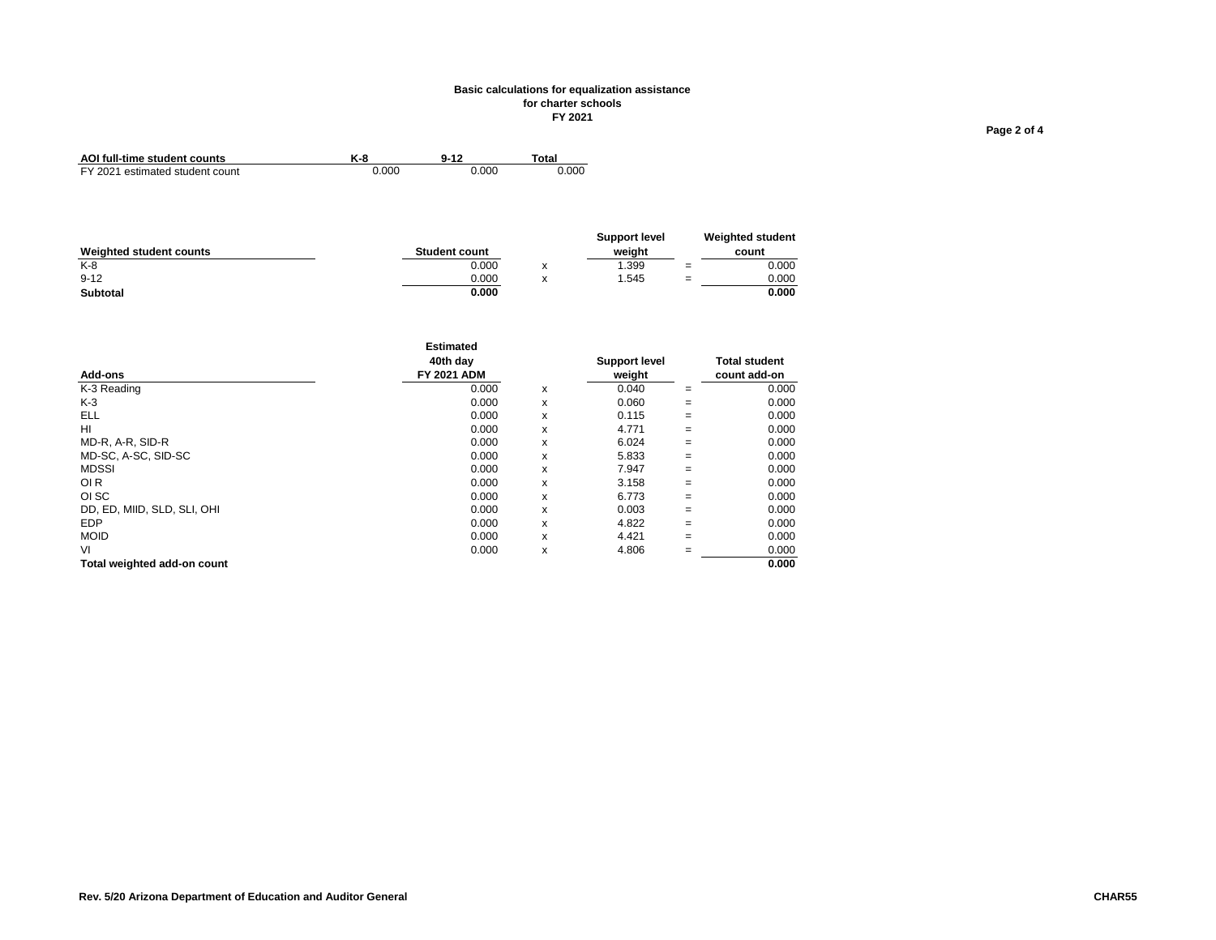**Basic calculations for equalization assistance**
**for charter schools**
**FY 2021**

| AOI full-time student counts | K-8 | 9-12 | Total |
|---|---|---|---|
| FY 2021 estimated student count | 0.000 | 0.000 | 0.000 |

| Weighted student counts | Student count | | Support level weight | | Weighted student count |
|---|---|---|---|---|---|
| K-8 | 0.000 | x | 1.399 | = | 0.000 |
| 9-12 | 0.000 | x | 1.545 | = | 0.000 |
| **Subtotal** | **0.000** | | | | **0.000** |

| Add-ons | Estimated 40th day FY 2021 ADM | | Support level weight | | Total student count add-on |
|---|---|---|---|---|---|
| K-3 Reading | 0.000 | x | 0.040 | = | 0.000 |
| K-3 | 0.000 | x | 0.060 | = | 0.000 |
| ELL | 0.000 | x | 0.115 | = | 0.000 |
| HI | 0.000 | x | 4.771 | = | 0.000 |
| MD-R, A-R, SID-R | 0.000 | x | 6.024 | = | 0.000 |
| MD-SC, A-SC, SID-SC | 0.000 | x | 5.833 | = | 0.000 |
| MDSSI | 0.000 | x | 7.947 | = | 0.000 |
| OI R | 0.000 | x | 3.158 | = | 0.000 |
| OI SC | 0.000 | x | 6.773 | = | 0.000 |
| DD, ED, MIID, SLD, SLI, OHI | 0.000 | x | 0.003 | = | 0.000 |
| EDP | 0.000 | x | 4.822 | = | 0.000 |
| MOID | 0.000 | x | 4.421 | = | 0.000 |
| VI | 0.000 | x | 4.806 | = | 0.000 |
| **Total weighted add-on count** | | | | | **0.000** |

**Rev. 5/20 Arizona Department of Education and Auditor General** **CHAR55**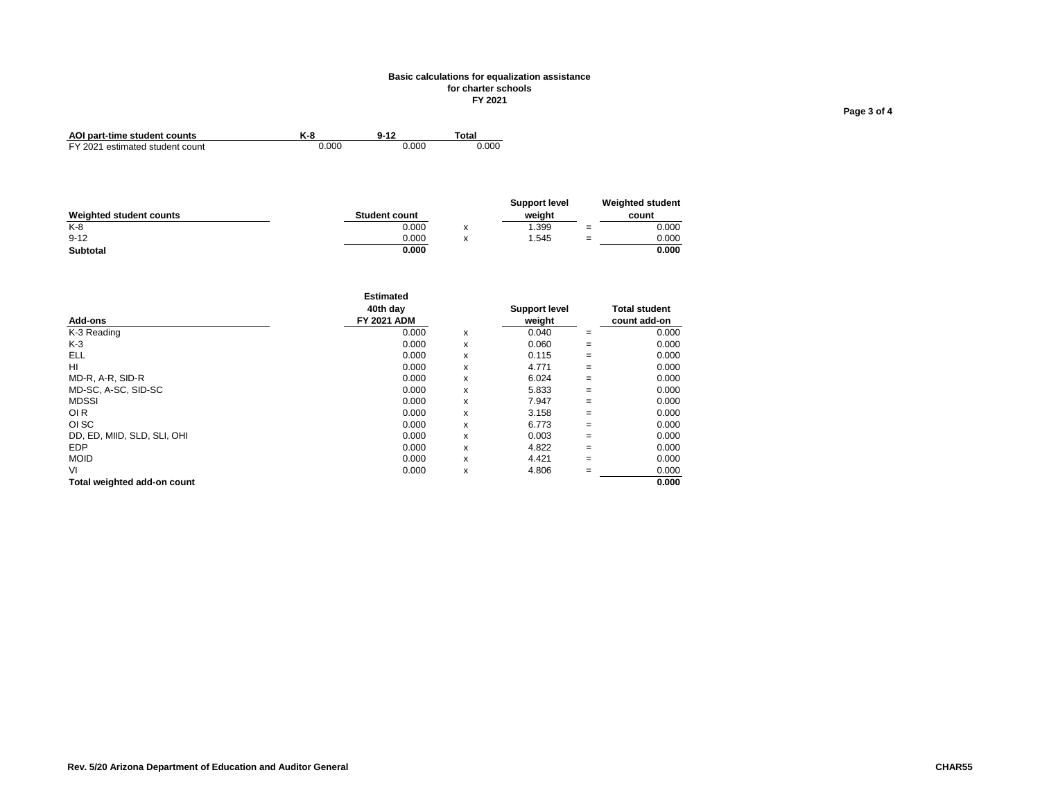**Basic calculations for equalization assistance**
**for charter schools**
**FY 2021**

| AOI part-time student counts | K-8 | 9-12 | Total |
|---|---|---|---|
| FY 2021 estimated student count | 0.000 | 0.000 | 0.000 |

| Weighted student counts | Student count | | Support level weight | | Weighted student count |
|---|---|---|---|---|---|
| K-8 | 0.000 | x | 1.399 | = | 0.000 |
| 9-12 | 0.000 | x | 1.545 | = | 0.000 |
| **Subtotal** | **0.000** | | | | **0.000** |

| Add-ons | Estimated 40th day FY 2021 ADM | | Support level weight | | Total student count add-on |
|---|---|---|---|---|---|
| K-3 Reading | 0.000 | x | 0.040 | = | 0.000 |
| K-3 | 0.000 | x | 0.060 | = | 0.000 |
| ELL | 0.000 | x | 0.115 | = | 0.000 |
| HI | 0.000 | x | 4.771 | = | 0.000 |
| MD-R, A-R, SID-R | 0.000 | x | 6.024 | = | 0.000 |
| MD-SC, A-SC, SID-SC | 0.000 | x | 5.833 | = | 0.000 |
| MDSSI | 0.000 | x | 7.947 | = | 0.000 |
| OI R | 0.000 | x | 3.158 | = | 0.000 |
| OI SC | 0.000 | x | 6.773 | = | 0.000 |
| DD, ED, MIID, SLD, SLI, OHI | 0.000 | x | 0.003 | = | 0.000 |
| EDP | 0.000 | x | 4.822 | = | 0.000 |
| MOID | 0.000 | x | 4.421 | = | 0.000 |
| VI | 0.000 | x | 4.806 | = | 0.000 |
| **Total weighted add-on count** | | | | | **0.000** |

Rev. 5/20 Arizona Department of Education and Auditor General CHAR55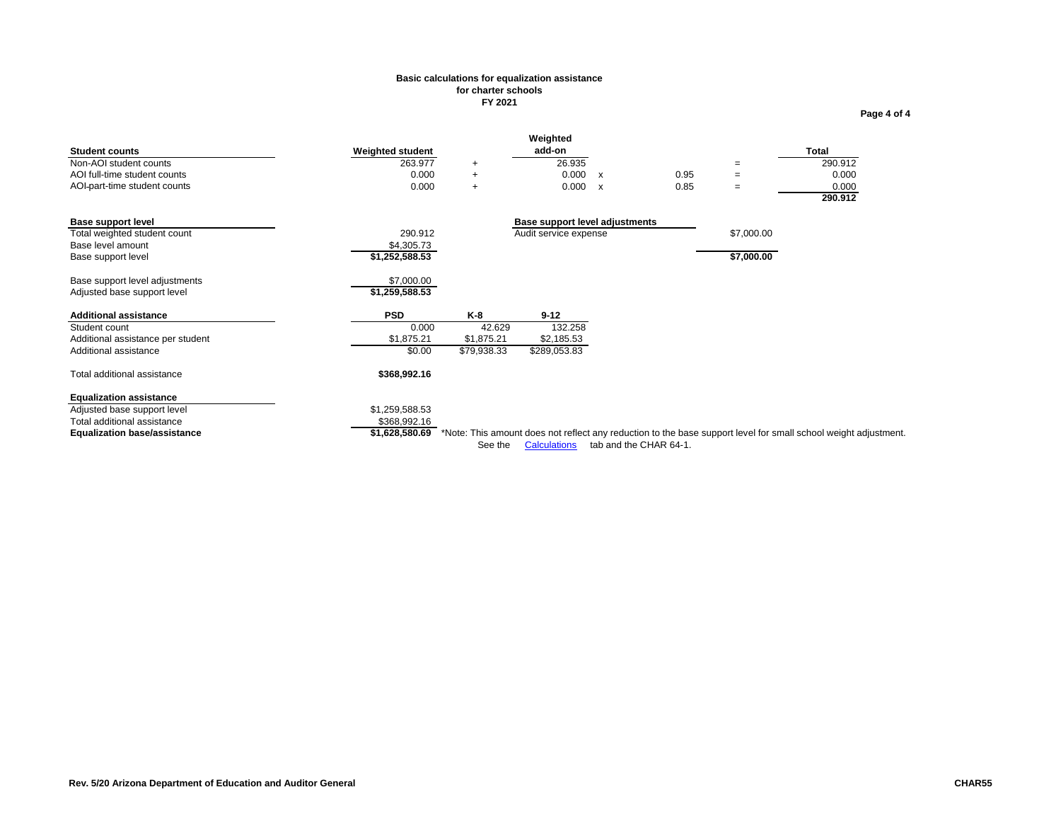**Basic calculations for equalization assistance**
**for charter schools**
**FY 2021**

| Student counts | Weighted student | | Weighted add-on | | | | Total |
|---|---|---|---|---|---|---|---|
| Non-AOI student counts | 263.977 | + | 26.935 | | | = | 290.912 |
| AOI full-time student counts | 0.000 | + | 0.000 | x | 0.95 | = | 0.000 |
| AOI-part-time student counts | 0.000 | + | 0.000 | x | 0.85 | = | 0.000 |
| | | | | | | | **290.912** |

| Base support level | |
|---|---|
| Total weighted student count | 290.912 |
| Base level amount | $4,305.73 |
| Base support level | **$1,252,588.53** |
| | |
| Base support level adjustments | $7,000.00 |
| Adjusted base support level | **$1,259,588.53** |

| Base support level adjustments | |
|---|---|
| Audit service expense | $7,000.00 |
| | **$7,000.00** |

| Additional assistance | PSD | K-8 | 9-12 |
|---|---|---|---|
| Student count | 0.000 | 42.629 | 132.258 |
| Additional assistance per student | $1,875.21 | $1,875.21 | $2,185.53 |
| Additional assistance | $0.00 | $79,938.33 | $289,053.83 |
| | | | |
| Total additional assistance | **$368,992.16** | | |

| Equalization assistance | |
|---|---|
| Adjusted base support level | $1,259,588.53 |
| Total additional assistance | $368,992.16 |
| **Equalization base/assistance** | **$1,628,580.69** |

*Note: This amount does not reflect any reduction to the base support level for small school weight adjustment. See the Calculations tab and the CHAR 64-1.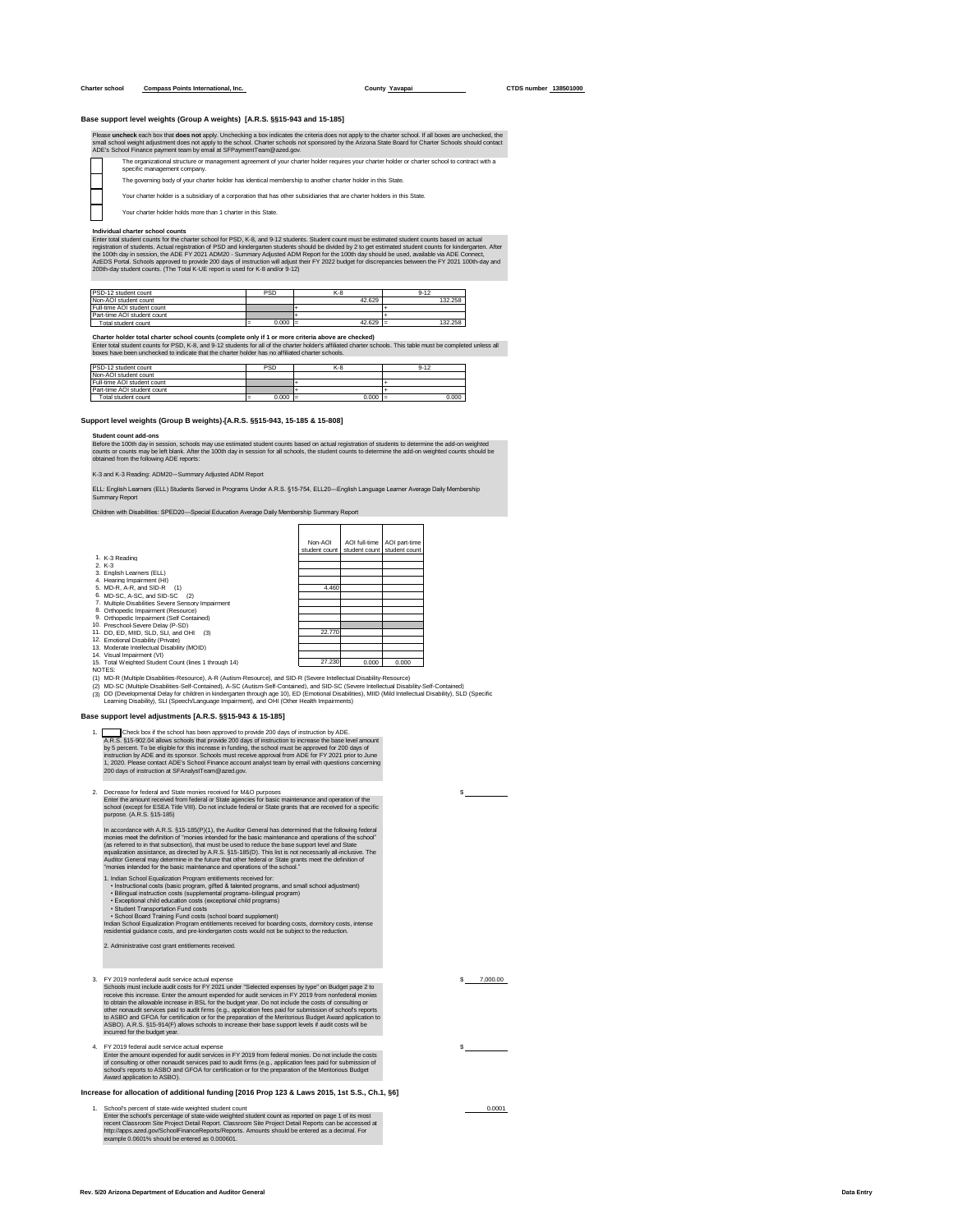Charter school **Compass Points International, Inc.** County **Yavapai** CTDS number **138501000**

## Base support level weights (Group A weights) [A.R.S. §§15-943 and 15-185]

Please **uncheck** each box that **does not** apply. Unchecking a box indicates the criteria does not apply to the charter school. If all boxes are unchecked, the small school weight adjustment does not apply to the school. Charter schools not sponsored by the Arizona State Board for Charter Schools should contact ADE's School Finance payment team by email at SFPaymentTeam@azed.gov.

- [ ] The organizational structure or management agreement of your charter holder requires your charter holder or charter school to contract with a specific management company.
- [ ] The governing body of your charter holder has identical membership to another charter holder in this State.
- [ ] Your charter holder is a subsidiary of a corporation that has other subsidiaries that are charter holders in this State.
- [ ] Your charter holder holds more than 1 charter in this State.

### Individual charter school counts

Enter total student counts for the charter school for PSD, K-8, and 9-12 students. Student count must be estimated student counts based on actual registration of students. Actual registration of PSD and kindergarten students should be divided by 2 to get estimated student counts for kindergarten. After the 100th day in session, the ADE FY 2021 ADM20 - Summary Adjusted ADM Report for the 100th day should be used, available via ADE Connect, AzEDS Portal. Schools approved to provide 200 days of instruction will adjust their FY 2022 budget for discrepancies between the FY 2021 100th-day and 200th-day student counts. (The Total K-UE report is used for K-8 and/or 9-12)

| PSD-12 student count | PSD | K-8 | 9-12 |
|---|---|---|---|
| Non-AOI student count | | 42.629 | 132.258 |
| Full-time AOI student count | | + | + |
| Part-time AOI student count | | + | + |
| Total student count | = 0.000 | = 42.629 | = 132.258 |

### Charter holder total charter school counts (complete only if 1 or more criteria above are checked)

Enter total student counts for PSD, K-8, and 9-12 students for all of the charter holder's affiliated charter schools. This table must be completed unless all boxes have been unchecked to indicate that the charter holder has no affiliated charter schools.

| PSD-12 student count | PSD | K-8 | 9-12 |
|---|---|---|---|
| Non-AOI student count | | | |
| Full-time AOI student count | | + | + |
| Part-time AOI student count | | + | + |
| Total student count | = 0.000 | = 0.000 | = 0.000 |

## Support level weights (Group B weights)-[A.R.S. §§15-943, 15-185 & 15-808]

### Student count add-ons

Before the 100th day in session, schools may use estimated student counts based on actual registration of students to determine the add-on weighted counts or counts may be left blank. After the 100th day in session for all schools, the student counts to determine the add-on weighted counts should be obtained from the following ADE reports:

K-3 and K-3 Reading: ADM20—Summary Adjusted ADM Report

ELL: English Learners (ELL) Students Served in Programs Under A.R.S. §15-754, ELL20—English Language Learner Average Daily Membership Summary Report

Children with Disabilities: SPED20—Special Education Average Daily Membership Summary Report

| | Non-AOI student count | AOI full-time student count | AOI part-time student count |
|---|---|---|---|
| 1. K-3 Reading | | | |
| 2. K-3 | | | |
| 3. English Learners (ELL) | | | |
| 4. Hearing Impairment (HI) | | | |
| 5. MD-R, A-R, and SID-R (1) | 4.460 | | |
| 6. MD-SC, A-SC, and SID-SC (2) | | | |
| 7. Multiple Disabilities Severe Sensory Impairment | | | |
| 8. Orthopedic Impairment (Resource) | | | |
| 9. Orthopedic Impairment (Self Contained) | | | |
| 10. Preschool-Severe Delay (P-SD) | | | |
| 11. DD, ED, MIID, SLD, SLI, and OHI (3) | 22.770 | | |
| 12. Emotional Disability (Private) | | | |
| 13. Moderate Intellectual Disability (MOID) | | | |
| 14. Visual Impairment (VI) | | | |
| 15. Total Weighted Student Count (lines 1 through 14) | 27.230 | 0.000 | 0.000 |

NOTES:
(1) MD-R (Multiple Disabilities-Resource), A-R (Autism-Resource), and SID-R (Severe Intellectual Disability-Resource)
(2) MD-SC (Multiple Disabilities-Self-Contained), A-SC (Autism-Self-Contained), and SID-SC (Severe Intellectual Disability-Self-Contained)
(3) DD (Developmental Delay for children in kindergarten through age 10), ED (Emotional Disabilities), MIID (Mild Intellectual Disability), SLD (Specific Learning Disability), SLI (Speech/Language Impairment), and OHI (Other Health Impairments)

## Base support level adjustments [A.R.S. §§15-943 & 15-185]

1. [ ] Check box if the school has been approved to provide 200 days of instruction by ADE.
A.R.S. §15-902.04 allows schools that provide 200 days of instruction to increase the base level amount by 5 percent. To be eligible for this increase in funding, the school must be approved for 200 days of instruction by ADE and its sponsor. Schools must receive approval from ADE for FY 2021 prior to June 1, 2020. Please contact ADE's School Finance account analyst team by email with questions concerning 200 days of instruction at SFAnalystTeam@azed.gov.

2. Decrease for federal and State monies received for M&O purposes — $ ________
Enter the amount received from federal or State agencies for basic maintenance and operation of the school (except for ESEA Title VIII). Do not include federal or State grants that are received for a specific purpose. (A.R.S. §15-185)

In accordance with A.R.S. §15-185(P)(1), the Auditor General has determined that the following federal monies meet the definition of "monies intended for the basic maintenance and operations of the school" (as referred to in that subsection), that must be used to reduce the base support level and State equalization assistance, as directed by A.R.S. §15-185(D). This list is not necessarily all-inclusive. The Auditor General may determine in the future that other federal or State grants meet the definition of "monies intended for the basic maintenance and operations of the school."

1. Indian School Equalization Program entitlements received for:
   - Instructional costs (basic program, gifted & talented programs, and small school adjustment)
   - Bilingual instruction costs (supplemental programs–bilingual program)
   - Exceptional child education costs (exceptional child programs)
   - Student Transportation Fund costs
   - School Board Training Fund costs (school board supplement)

Indian School Equalization Program entitlements received for boarding costs, dormitory costs, intense residential guidance costs, and pre-kindergarten costs would not be subject to the reduction.

2. Administrative cost grant entitlements received.

3. FY 2019 nonfederal audit service actual expense — $ 7,000.00
Schools must include audit costs for FY 2021 under "Selected expenses by type" on Budget page 2 to receive this increase. Enter the amount expended for audit services in FY 2019 from nonfederal monies to obtain the allowable increase in BSL for the budget year. Do not include the costs of consulting or other nonaudit services paid to audit firms (e.g., application fees paid for submission of school's reports to ASBO and GFOA for certification or for the preparation of the Meritorious Budget Award application to ASBO). A.R.S. §15-914(F) allows schools to increase their base support levels if audit costs will be incurred for the budget year.

4. FY 2019 federal audit service actual expense — $ ________
Enter the amount expended for audit services in FY 2019 from federal monies. Do not include the costs of consulting or other nonaudit services paid to audit firms (e.g., application fees paid for submission of school's reports to ASBO and GFOA for certification or for the preparation of the Meritorious Budget Award application to ASBO).

## Increase for allocation of additional funding [2016 Prop 123 & Laws 2015, 1st S.S., Ch.1, §6]

1. School's percent of state-wide weighted student count — 0.0001
Enter the school's percentage of state-wide weighted student count as reported on page 1 of its most recent Classroom Site Project Detail Report. Classroom Site Project Detail Reports can be accessed at http://apps.azed.gov/SchoolFinanceReports/Reports. Amounts should be entered as a decimal. For example 0.0601% should be entered as 0.000601.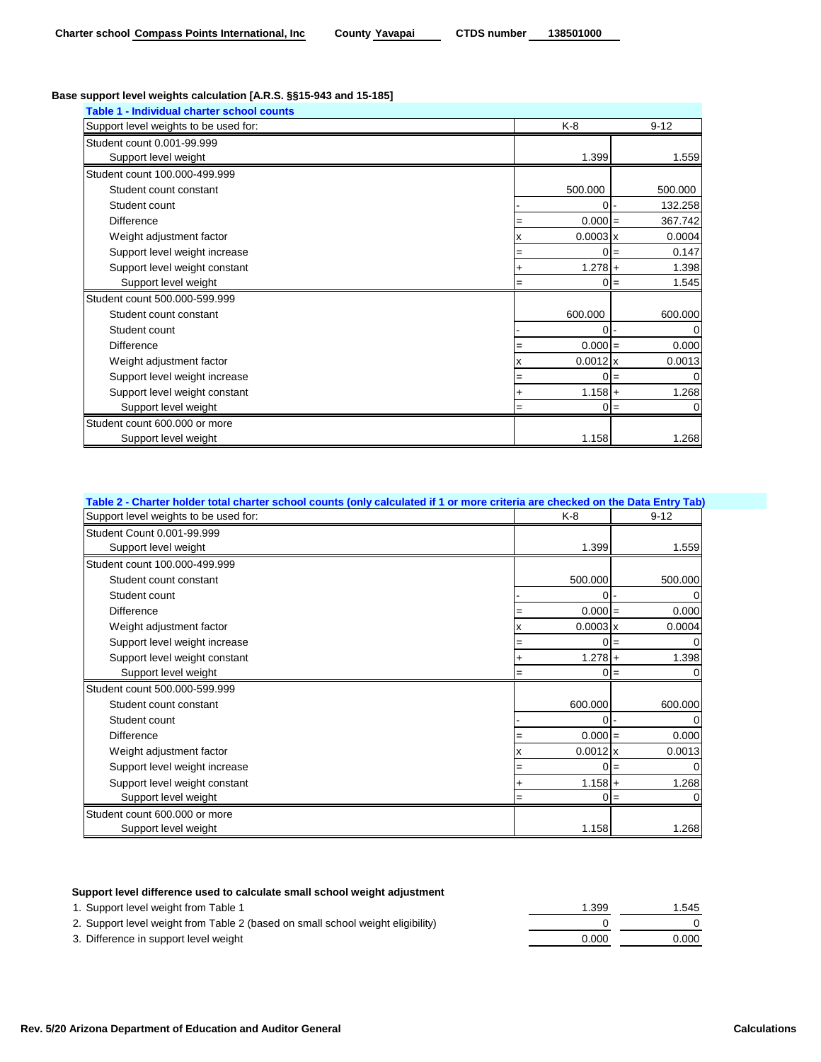Charter school Compass Points International, Inc    County Yavapai    CTDS number 138501000

### Base support level weights calculation [A.R.S. §§15-943 and 15-185]

**Table 1 - Individual charter school counts**

| Support level weights to be used for: | | K-8 | | 9-12 |
|---|---|---|---|---|
| **Student count 0.001-99.999** | | | | |
| Support level weight | | 1.399 | | 1.559 |
| **Student count 100.000-499.999** | | | | |
| Student count constant | | 500.000 | | 500.000 |
| Student count | - | 0 | - | 132.258 |
| Difference | = | 0.000 | = | 367.742 |
| Weight adjustment factor | x | 0.0003 | x | 0.0004 |
| Support level weight increase | = | 0 | = | 0.147 |
| Support level weight constant | + | 1.278 | + | 1.398 |
| Support level weight | = | 0 | = | 1.545 |
| **Student count 500.000-599.999** | | | | |
| Student count constant | | 600.000 | | 600.000 |
| Student count | - | 0 | - | 0 |
| Difference | = | 0.000 | = | 0.000 |
| Weight adjustment factor | x | 0.0012 | x | 0.0013 |
| Support level weight increase | = | 0 | = | 0 |
| Support level weight constant | + | 1.158 | + | 1.268 |
| Support level weight | = | 0 | = | 0 |
| **Student count 600.000 or more** | | | | |
| Support level weight | | 1.158 | | 1.268 |

**Table 2 - Charter holder total charter school counts (only calculated if 1 or more criteria are checked on the Data Entry Tab)**

| Support level weights to be used for: | | K-8 | | 9-12 |
|---|---|---|---|---|
| **Student Count 0.001-99.999** | | | | |
| Support level weight | | 1.399 | | 1.559 |
| **Student count 100.000-499.999** | | | | |
| Student count constant | | 500.000 | | 500.000 |
| Student count | - | 0 | - | 0 |
| Difference | = | 0.000 | = | 0.000 |
| Weight adjustment factor | x | 0.0003 | x | 0.0004 |
| Support level weight increase | = | 0 | = | 0 |
| Support level weight constant | + | 1.278 | + | 1.398 |
| Support level weight | = | 0 | = | 0 |
| **Student count 500.000-599.999** | | | | |
| Student count constant | | 600.000 | | 600.000 |
| Student count | - | 0 | - | 0 |
| Difference | = | 0.000 | = | 0.000 |
| Weight adjustment factor | x | 0.0012 | x | 0.0013 |
| Support level weight increase | = | 0 | = | 0 |
| Support level weight constant | + | 1.158 | + | 1.268 |
| Support level weight | = | 0 | = | 0 |
| **Student count 600.000 or more** | | | | |
| Support level weight | | 1.158 | | 1.268 |

**Support level difference used to calculate small school weight adjustment**

| | K-8 | 9-12 |
|---|---|---|
| 1. Support level weight from Table 1 | 1.399 | 1.545 |
| 2. Support level weight from Table 2 (based on small school weight eligibility) | 0 | 0 |
| 3. Difference in support level weight | 0.000 | 0.000 |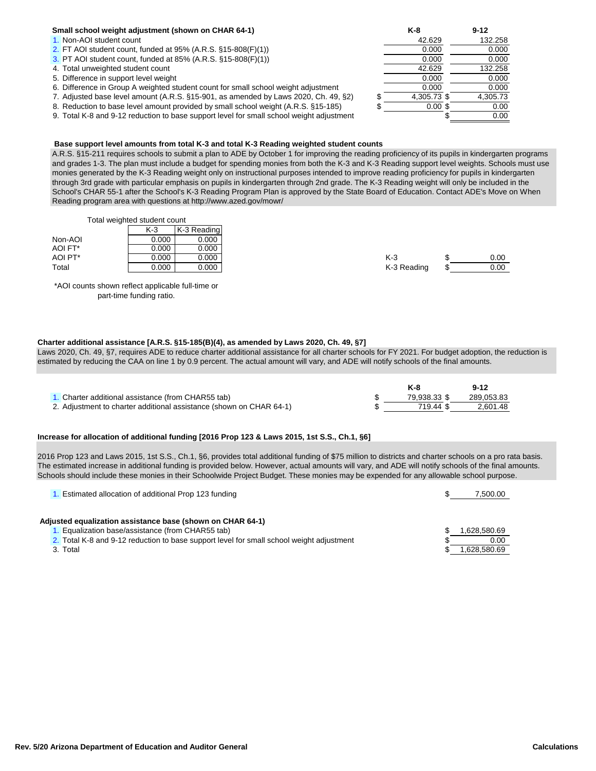**Small school weight adjustment (shown on CHAR 64-1)**

| | K-8 | 9-12 |
|---|---|---|
| 1. Non-AOI student count | 42.629 | 132.258 |
| 2. FT AOI student count, funded at 95% (A.R.S. §15-808(F)(1)) | 0.000 | 0.000 |
| 3. PT AOI student count, funded at 85% (A.R.S. §15-808(F)(1)) | 0.000 | 0.000 |
| 4. Total unweighted student count | 42.629 | 132.258 |
| 5. Difference in support level weight | 0.000 | 0.000 |
| 6. Difference in Group A weighted student count for small school weight adjustment | 0.000 | 0.000 |
| 7. Adjusted base level amount (A.R.S. §15-901, as amended by Laws 2020, Ch. 49, §2) | $ 4,305.73 | $ 4,305.73 |
| 8. Reduction to base level amount provided by small school weight (A.R.S. §15-185) | $ 0.00 | $ 0.00 |
| 9. Total K-8 and 9-12 reduction to base support level for small school weight adjustment | | $ 0.00 |

**Base support level amounts from total K-3 and total K-3 Reading weighted student counts**

A.R.S. §15-211 requires schools to submit a plan to ADE by October 1 for improving the reading proficiency of its pupils in kindergarten programs and grades 1-3. The plan must include a budget for spending monies from both the K-3 and K-3 Reading support level weights. Schools must use monies generated by the K-3 Reading weight only on instructional purposes intended to improve reading proficiency for pupils in kindergarten through 3rd grade with particular emphasis on pupils in kindergarten through 2nd grade. The K-3 Reading weight will only be included in the School's CHAR 55-1 after the School's K-3 Reading Program Plan is approved by the State Board of Education. Contact ADE's Move on When Reading program area with questions at http://www.azed.gov/mowr/

Total weighted student count

| | K-3 | K-3 Reading |
|---|---|---|
| Non-AOI | 0.000 | 0.000 |
| AOI FT* | 0.000 | 0.000 |
| AOI PT* | 0.000 | 0.000 |
| Total | 0.000 | 0.000 |

| | |
|---|---|
| K-3 | $ 0.00 |
| K-3 Reading | $ 0.00 |

*AOI counts shown reflect applicable full-time or part-time funding ratio.

**Charter additional assistance [A.R.S. §15-185(B)(4), as amended by Laws 2020, Ch. 49, §7]**

Laws 2020, Ch. 49, §7, requires ADE to reduce charter additional assistance for all charter schools for FY 2021. For budget adoption, the reduction is estimated by reducing the CAA on line 1 by 0.9 percent. The actual amount will vary, and ADE will notify schools of the final amounts.

| | K-8 | 9-12 |
|---|---|---|
| 1. Charter additional assistance (from CHAR55 tab) | $ 79,938.33 | $ 289,053.83 |
| 2. Adjustment to charter additional assistance (shown on CHAR 64-1) | $ 719.44 | $ 2,601.48 |

**Increase for allocation of additional funding [2016 Prop 123 & Laws 2015, 1st S.S., Ch.1, §6]**

2016 Prop 123 and Laws 2015, 1st S.S., Ch.1, §6, provides total additional funding of $75 million to districts and charter schools on a pro rata basis. The estimated increase in additional funding is provided below. However, actual amounts will vary, and ADE will notify schools of the final amounts. Schools should include these monies in their Schoolwide Project Budget. These monies may be expended for any allowable school purpose.

| | |
|---|---|
| 1. Estimated allocation of additional Prop 123 funding | $ 7,500.00 |

**Adjusted equalization assistance base (shown on CHAR 64-1)**

| | |
|---|---|
| 1. Equalization base/assistance (from CHAR55 tab) | $ 1,628,580.69 |
| 2. Total K-8 and 9-12 reduction to base support level for small school weight adjustment | $ 0.00 |
| 3. Total | $ 1,628,580.69 |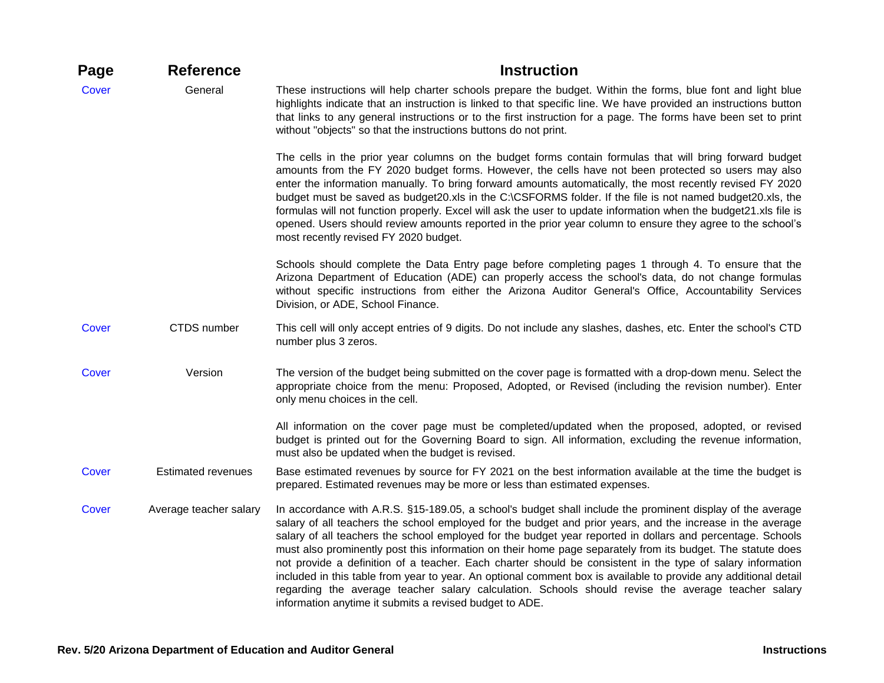| Page | Reference | Instruction |
|---|---|---|
| Cover | General | These instructions will help charter schools prepare the budget. Within the forms, blue font and light blue highlights indicate that an instruction is linked to that specific line. We have provided an instructions button that links to any general instructions or to the first instruction for a page. The forms have been set to print without "objects" so that the instructions buttons do not print.<br><br>The cells in the prior year columns on the budget forms contain formulas that will bring forward budget amounts from the FY 2020 budget forms. However, the cells have not been protected so users may also enter the information manually. To bring forward amounts automatically, the most recently revised FY 2020 budget must be saved as budget20.xls in the C:\CSFORMS folder. If the file is not named budget20.xls, the formulas will not function properly. Excel will ask the user to update information when the budget21.xls file is opened. Users should review amounts reported in the prior year column to ensure they agree to the school's most recently revised FY 2020 budget.<br><br>Schools should complete the Data Entry page before completing pages 1 through 4. To ensure that the Arizona Department of Education (ADE) can properly access the school's data, do not change formulas without specific instructions from either the Arizona Auditor General's Office, Accountability Services Division, or ADE, School Finance. |
| Cover | CTDS number | This cell will only accept entries of 9 digits. Do not include any slashes, dashes, etc. Enter the school's CTD number plus 3 zeros. |
| Cover | Version | The version of the budget being submitted on the cover page is formatted with a drop-down menu. Select the appropriate choice from the menu: Proposed, Adopted, or Revised (including the revision number). Enter only menu choices in the cell.<br><br>All information on the cover page must be completed/updated when the proposed, adopted, or revised budget is printed out for the Governing Board to sign. All information, excluding the revenue information, must also be updated when the budget is revised. |
| Cover | Estimated revenues | Base estimated revenues by source for FY 2021 on the best information available at the time the budget is prepared. Estimated revenues may be more or less than estimated expenses. |
| Cover | Average teacher salary | In accordance with A.R.S. §15-189.05, a school's budget shall include the prominent display of the average salary of all teachers the school employed for the budget and prior years, and the increase in the average salary of all teachers the school employed for the budget year reported in dollars and percentage. Schools must also prominently post this information on their home page separately from its budget. The statute does not provide a definition of a teacher. Each charter should be consistent in the type of salary information included in this table from year to year. An optional comment box is available to provide any additional detail regarding the average teacher salary calculation. Schools should revise the average teacher salary information anytime it submits a revised budget to ADE. |

**Rev. 5/20 Arizona Department of Education and Auditor General** **Instructions**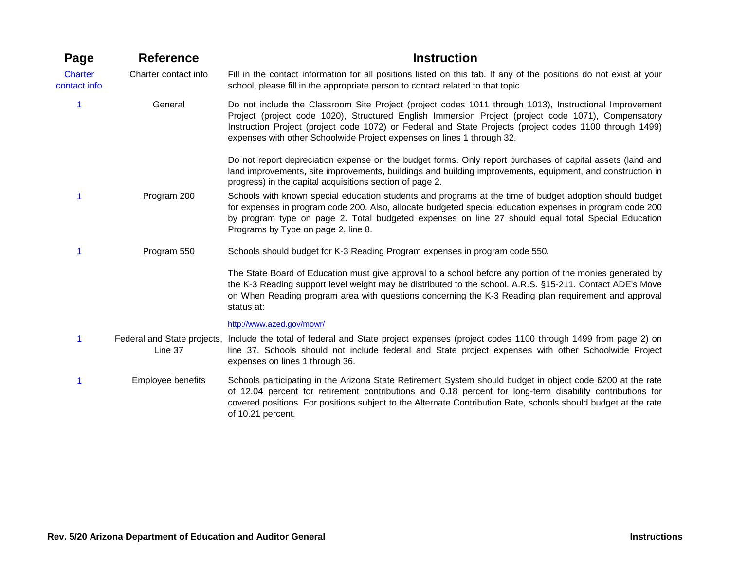| Page | Reference | Instruction |
|---|---|---|
| Charter contact info | Charter contact info | Fill in the contact information for all positions listed on this tab. If any of the positions do not exist at your school, please fill in the appropriate person to contact related to that topic. |
| 1 | General | Do not include the Classroom Site Project (project codes 1011 through 1013), Instructional Improvement Project (project code 1020), Structured English Immersion Project (project code 1071), Compensatory Instruction Project (project code 1072) or Federal and State Projects (project codes 1100 through 1499) expenses with other Schoolwide Project expenses on lines 1 through 32. |
| | | Do not report depreciation expense on the budget forms. Only report purchases of capital assets (land and land improvements, site improvements, buildings and building improvements, equipment, and construction in progress) in the capital acquisitions section of page 2. |
| 1 | Program 200 | Schools with known special education students and programs at the time of budget adoption should budget for expenses in program code 200. Also, allocate budgeted special education expenses in program code 200 by program type on page 2. Total budgeted expenses on line 27 should equal total Special Education Programs by Type on page 2, line 8. |
| 1 | Program 550 | Schools should budget for K-3 Reading Program expenses in program code 550. |
| | | The State Board of Education must give approval to a school before any portion of the monies generated by the K-3 Reading support level weight may be distributed to the school. A.R.S. §15-211. Contact ADE's Move on When Reading program area with questions concerning the K-3 Reading plan requirement and approval status at: |
| | | http://www.azed.gov/mowr/ |
| 1 | Federal and State projects, Line 37 | Include the total of federal and State project expenses (project codes 1100 through 1499 from page 2) on line 37. Schools should not include federal and State project expenses with other Schoolwide Project expenses on lines 1 through 36. |
| 1 | Employee benefits | Schools participating in the Arizona State Retirement System should budget in object code 6200 at the rate of 12.04 percent for retirement contributions and 0.18 percent for long-term disability contributions for covered positions. For positions subject to the Alternate Contribution Rate, schools should budget at the rate of 10.21 percent. |

**Rev. 5/20 Arizona Department of Education and Auditor General** **Instructions**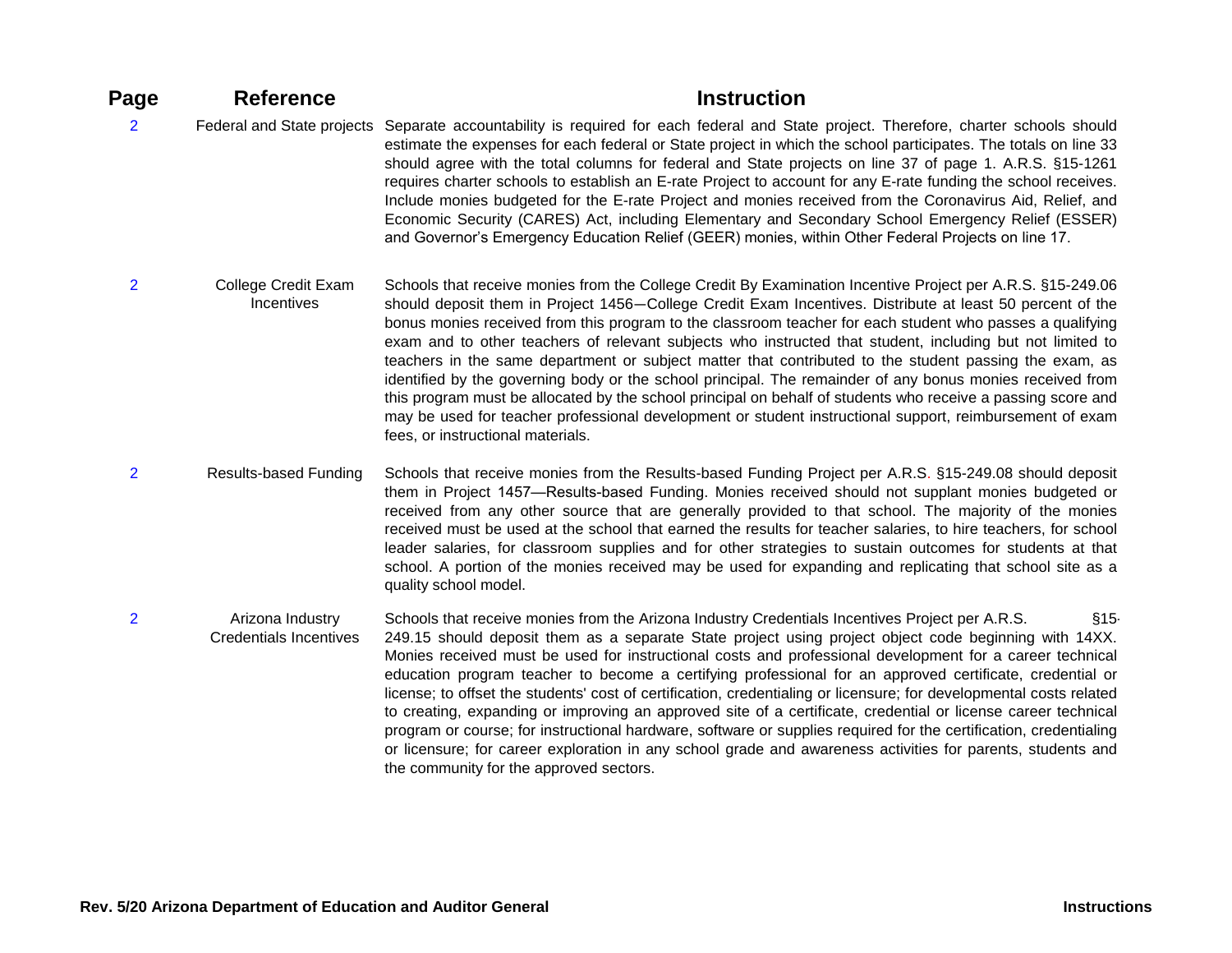| Page | Reference | Instruction |
|---|---|---|
| 2 | Federal and State projects | Separate accountability is required for each federal and State project. Therefore, charter schools should estimate the expenses for each federal or State project in which the school participates. The totals on line 33 should agree with the total columns for federal and State projects on line 37 of page 1. A.R.S. §15-1261 requires charter schools to establish an E-rate Project to account for any E-rate funding the school receives. Include monies budgeted for the E-rate Project and monies received from the Coronavirus Aid, Relief, and Economic Security (CARES) Act, including Elementary and Secondary School Emergency Relief (ESSER) and Governor's Emergency Education Relief (GEER) monies, within Other Federal Projects on line 17. |
| 2 | College Credit Exam Incentives | Schools that receive monies from the College Credit By Examination Incentive Project per A.R.S. §15-249.06 should deposit them in Project 1456—College Credit Exam Incentives. Distribute at least 50 percent of the bonus monies received from this program to the classroom teacher for each student who passes a qualifying exam and to other teachers of relevant subjects who instructed that student, including but not limited to teachers in the same department or subject matter that contributed to the student passing the exam, as identified by the governing body or the school principal. The remainder of any bonus monies received from this program must be allocated by the school principal on behalf of students who receive a passing score and may be used for teacher professional development or student instructional support, reimbursement of exam fees, or instructional materials. |
| 2 | Results-based Funding | Schools that receive monies from the Results-based Funding Project per A.R.S. §15-249.08 should deposit them in Project 1457—Results-based Funding. Monies received should not supplant monies budgeted or received from any other source that are generally provided to that school. The majority of the monies received must be used at the school that earned the results for teacher salaries, to hire teachers, for school leader salaries, for classroom supplies and for other strategies to sustain outcomes for students at that school. A portion of the monies received may be used for expanding and replicating that school site as a quality school model. |
| 2 | Arizona Industry Credentials Incentives | Schools that receive monies from the Arizona Industry Credentials Incentives Project per A.R.S. §15-249.15 should deposit them as a separate State project using project object code beginning with 14XX. Monies received must be used for instructional costs and professional development for a career technical education program teacher to become a certifying professional for an approved certificate, credential or license; to offset the students' cost of certification, credentialing or licensure; for developmental costs related to creating, expanding or improving an approved site of a certificate, credential or license career technical program or course; for instructional hardware, software or supplies required for the certification, credentialing or licensure; for career exploration in any school grade and awareness activities for parents, students and the community for the approved sectors. |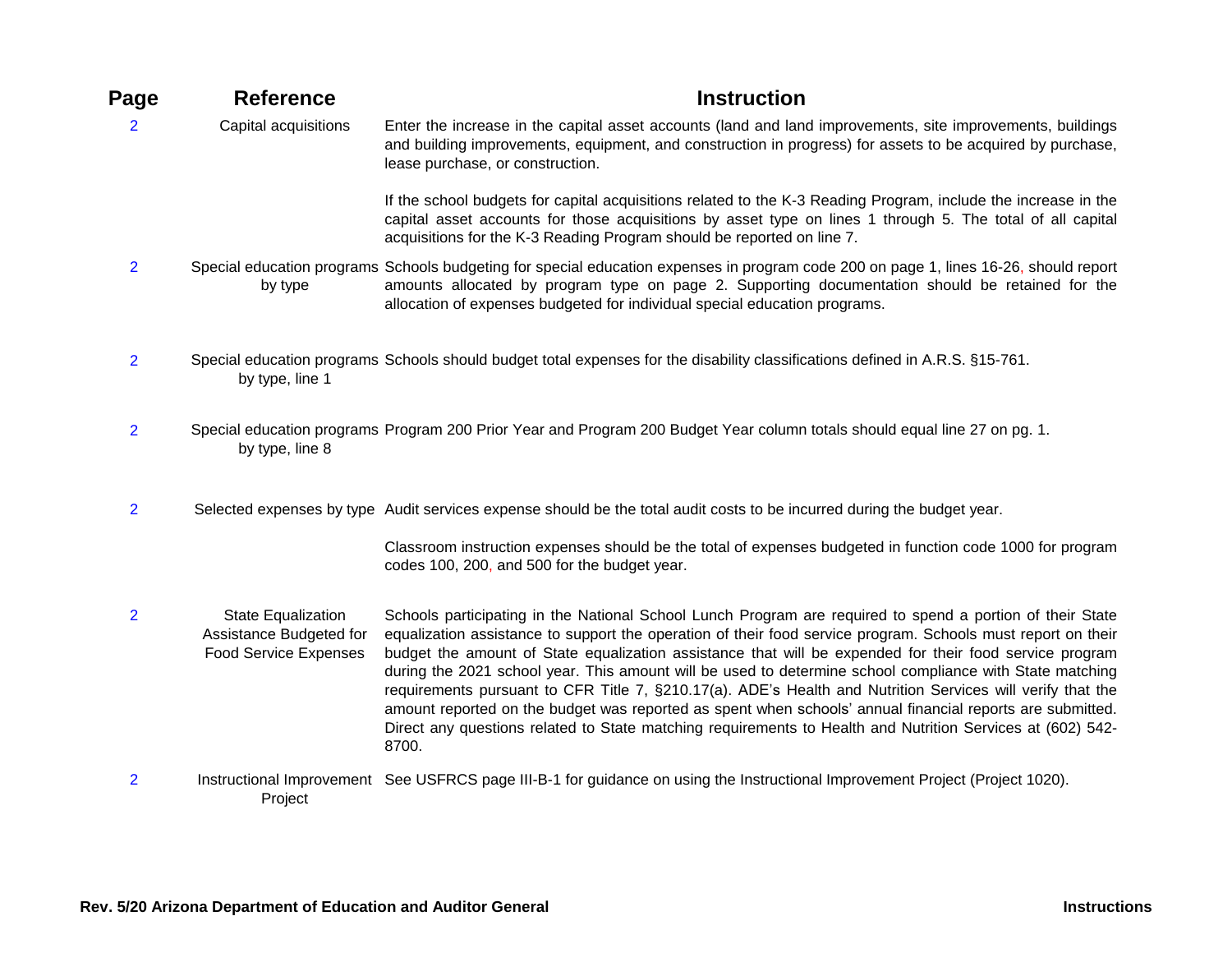| Page | Reference | Instruction |
|---|---|---|
| 2 | Capital acquisitions | Enter the increase in the capital asset accounts (land and land improvements, site improvements, buildings and building improvements, equipment, and construction in progress) for assets to be acquired by purchase, lease purchase, or construction.<br><br>If the school budgets for capital acquisitions related to the K-3 Reading Program, include the increase in the capital asset accounts for those acquisitions by asset type on lines 1 through 5. The total of all capital acquisitions for the K-3 Reading Program should be reported on line 7. |
| 2 | Special education programs by type | Schools budgeting for special education expenses in program code 200 on page 1, lines 16-26, should report amounts allocated by program type on page 2. Supporting documentation should be retained for the allocation of expenses budgeted for individual special education programs. |
| 2 | Special education programs by type, line 1 | Schools should budget total expenses for the disability classifications defined in A.R.S. §15-761. |
| 2 | Special education programs by type, line 8 | Program 200 Prior Year and Program 200 Budget Year column totals should equal line 27 on pg. 1. |
| 2 | Selected expenses by type | Audit services expense should be the total audit costs to be incurred during the budget year.<br><br>Classroom instruction expenses should be the total of expenses budgeted in function code 1000 for program codes 100, 200, and 500 for the budget year. |
| 2 | State Equalization Assistance Budgeted for Food Service Expenses | Schools participating in the National School Lunch Program are required to spend a portion of their State equalization assistance to support the operation of their food service program. Schools must report on their budget the amount of State equalization assistance that will be expended for their food service program during the 2021 school year. This amount will be used to determine school compliance with State matching requirements pursuant to CFR Title 7, §210.17(a). ADE's Health and Nutrition Services will verify that the amount reported on the budget was reported as spent when schools' annual financial reports are submitted. Direct any questions related to State matching requirements to Health and Nutrition Services at (602) 542-8700. |
| 2 | Instructional Improvement Project | See USFRCS page III-B-1 for guidance on using the Instructional Improvement Project (Project 1020). |

**Rev. 5/20 Arizona Department of Education and Auditor General** **Instructions**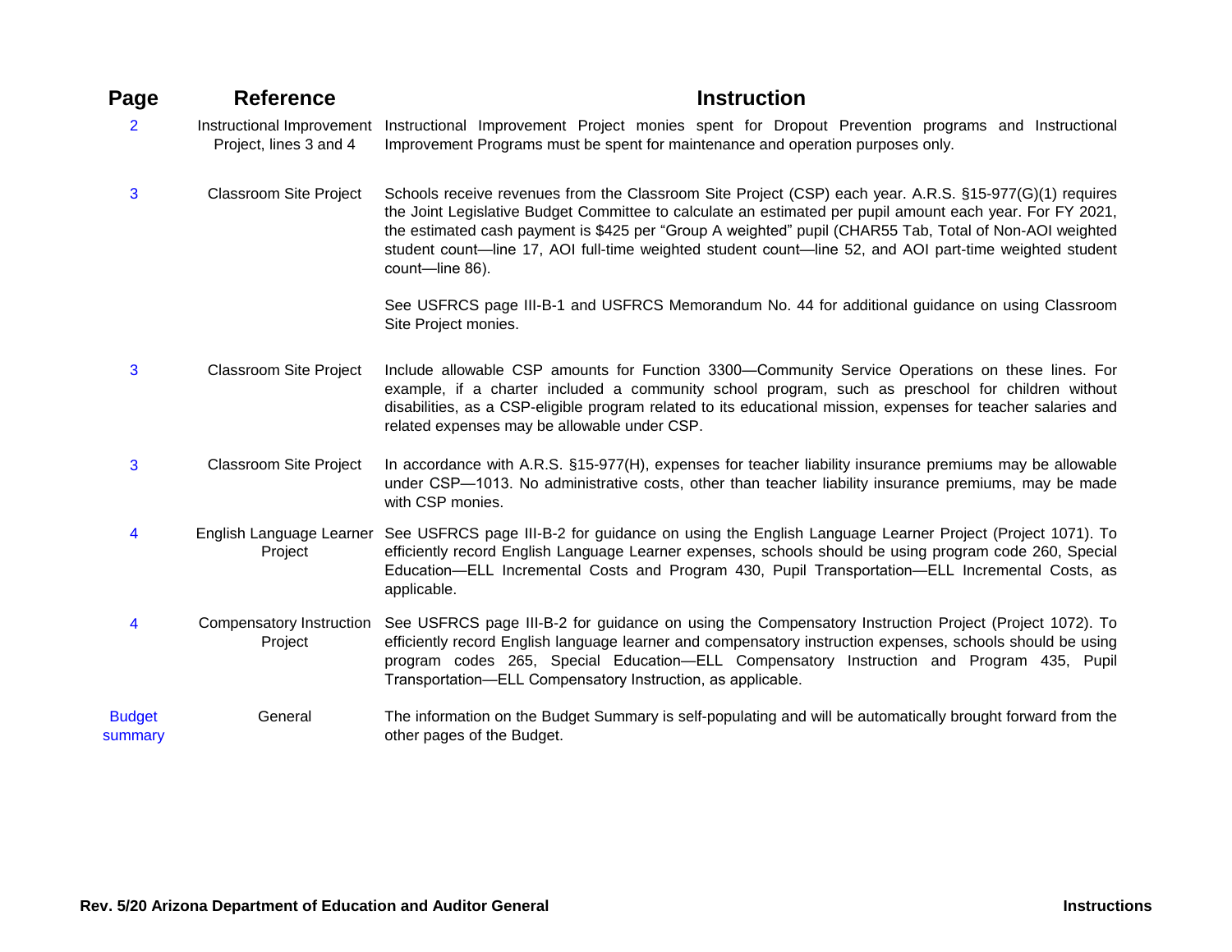| Page | Reference | Instruction |
|---|---|---|
| 2 | Instructional Improvement Project, lines 3 and 4 | Instructional Improvement Project monies spent for Dropout Prevention programs and Instructional Improvement Programs must be spent for maintenance and operation purposes only. |
| 3 | Classroom Site Project | Schools receive revenues from the Classroom Site Project (CSP) each year. A.R.S. §15-977(G)(1) requires the Joint Legislative Budget Committee to calculate an estimated per pupil amount each year. For FY 2021, the estimated cash payment is $425 per "Group A weighted" pupil (CHAR55 Tab, Total of Non-AOI weighted student count—line 17, AOI full-time weighted student count—line 52, and AOI part-time weighted student count—line 86).<br><br>See USFRCS page III-B-1 and USFRCS Memorandum No. 44 for additional guidance on using Classroom Site Project monies. |
| 3 | Classroom Site Project | Include allowable CSP amounts for Function 3300—Community Service Operations on these lines. For example, if a charter included a community school program, such as preschool for children without disabilities, as a CSP-eligible program related to its educational mission, expenses for teacher salaries and related expenses may be allowable under CSP. |
| 3 | Classroom Site Project | In accordance with A.R.S. §15-977(H), expenses for teacher liability insurance premiums may be allowable under CSP—1013. No administrative costs, other than teacher liability insurance premiums, may be made with CSP monies. |
| 4 | English Language Learner Project | See USFRCS page III-B-2 for guidance on using the English Language Learner Project (Project 1071). To efficiently record English Language Learner expenses, schools should be using program code 260, Special Education—ELL Incremental Costs and Program 430, Pupil Transportation—ELL Incremental Costs, as applicable. |
| 4 | Compensatory Instruction Project | See USFRCS page III-B-2 for guidance on using the Compensatory Instruction Project (Project 1072). To efficiently record English language learner and compensatory instruction expenses, schools should be using program codes 265, Special Education—ELL Compensatory Instruction and Program 435, Pupil Transportation—ELL Compensatory Instruction, as applicable. |
| Budget summary | General | The information on the Budget Summary is self-populating and will be automatically brought forward from the other pages of the Budget. |